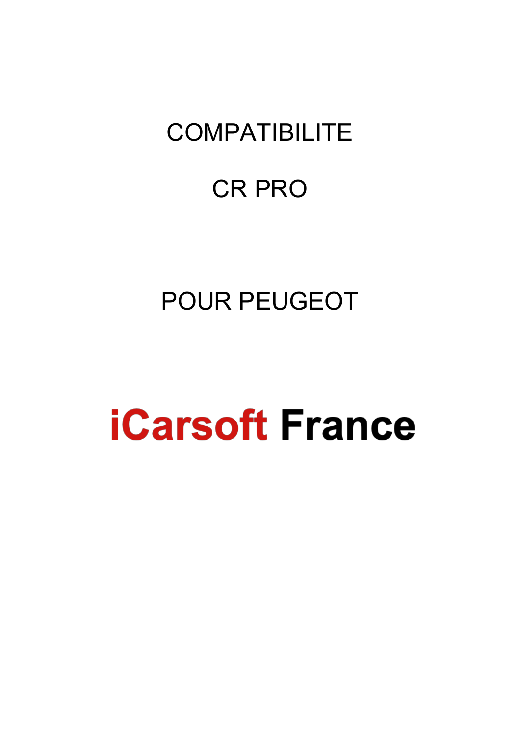# COMPATIBILITE

# CR PRO

# POUR PEUGEOT

# iCarsoft France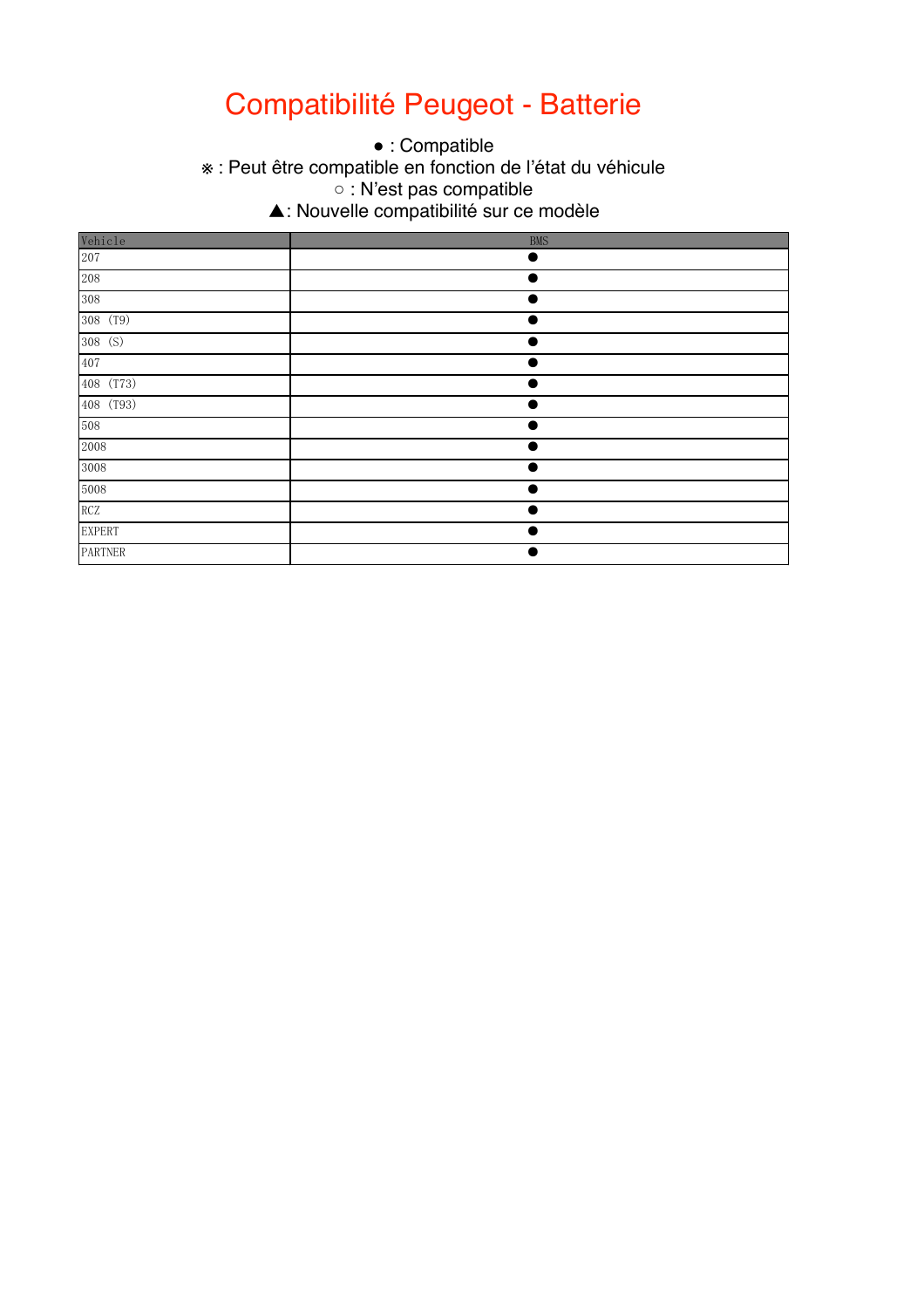# Compatibilité Peugeot - Batterie

● : Compatible
※ : Peut être compatible en fonction de l'état du véhicule
○ : N'est pas compatible
▲: Nouvelle compatibilité sur ce modèle

| Vehicle | BMS |
|---|---|
| 207 | ● |
| 208 | ● |
| 308 | ● |
| 308 (T9) | ● |
| 308 (S) | ● |
| 407 | ● |
| 408 (T73) | ● |
| 408 (T93) | ● |
| 508 | ● |
| 2008 | ● |
| 3008 | ● |
| 5008 | ● |
| RCZ | ● |
| EXPERT | ● |
| PARTNER | ● |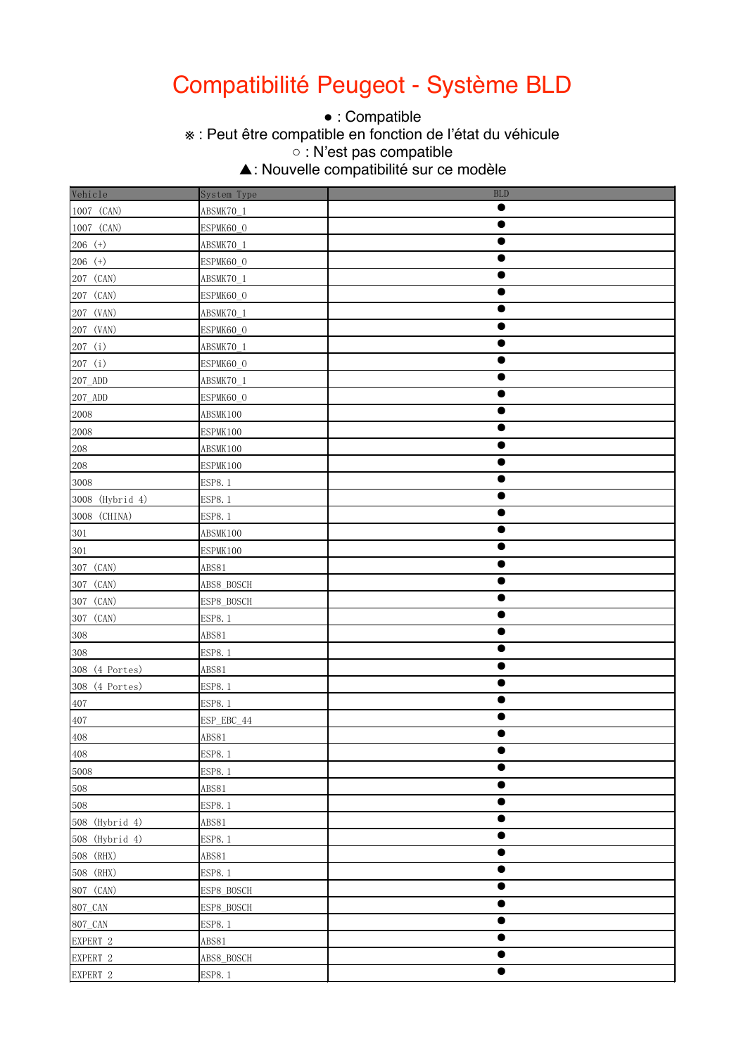# Compatibilité Peugeot - Système BLD

● : Compatible
※ : Peut être compatible en fonction de l'état du véhicule
○ : N'est pas compatible
▲: Nouvelle compatibilité sur ce modèle

| Vehicle | System Type | BLD |
|---|---|---|
| 1007 (CAN) | ABSMK70_1 | ● |
| 1007 (CAN) | ESPMK60_0 | ● |
| 206 (+) | ABSMK70_1 | ● |
| 206 (+) | ESPMK60_0 | ● |
| 207 (CAN) | ABSMK70_1 | ● |
| 207 (CAN) | ESPMK60_0 | ● |
| 207 (VAN) | ABSMK70_1 | ● |
| 207 (VAN) | ESPMK60_0 | ● |
| 207 (i) | ABSMK70_1 | ● |
| 207 (i) | ESPMK60_0 | ● |
| 207_ADD | ABSMK70_1 | ● |
| 207_ADD | ESPMK60_0 | ● |
| 2008 | ABSMK100 | ● |
| 2008 | ESPMK100 | ● |
| 208 | ABSMK100 | ● |
| 208 | ESPMK100 | ● |
| 3008 | ESP8.1 | ● |
| 3008 (Hybrid 4) | ESP8.1 | ● |
| 3008 (CHINA) | ESP8.1 | ● |
| 301 | ABSMK100 | ● |
| 301 | ESPMK100 | ● |
| 307 (CAN) | ABS81 | ● |
| 307 (CAN) | ABS8_BOSCH | ● |
| 307 (CAN) | ESP8_BOSCH | ● |
| 307 (CAN) | ESP8.1 | ● |
| 308 | ABS81 | ● |
| 308 | ESP8.1 | ● |
| 308 (4 Portes) | ABS81 | ● |
| 308 (4 Portes) | ESP8.1 | ● |
| 407 | ESP8.1 | ● |
| 407 | ESP_EBC_44 | ● |
| 408 | ABS81 | ● |
| 408 | ESP8.1 | ● |
| 5008 | ESP8.1 | ● |
| 508 | ABS81 | ● |
| 508 | ESP8.1 | ● |
| 508 (Hybrid 4) | ABS81 | ● |
| 508 (Hybrid 4) | ESP8.1 | ● |
| 508 (RHX) | ABS81 | ● |
| 508 (RHX) | ESP8.1 | ● |
| 807 (CAN) | ESP8_BOSCH | ● |
| 807_CAN | ESP8_BOSCH | ● |
| 807_CAN | ESP8.1 | ● |
| EXPERT 2 | ABS81 | ● |
| EXPERT 2 | ABS8_BOSCH | ● |
| EXPERT 2 | ESP8.1 | ● |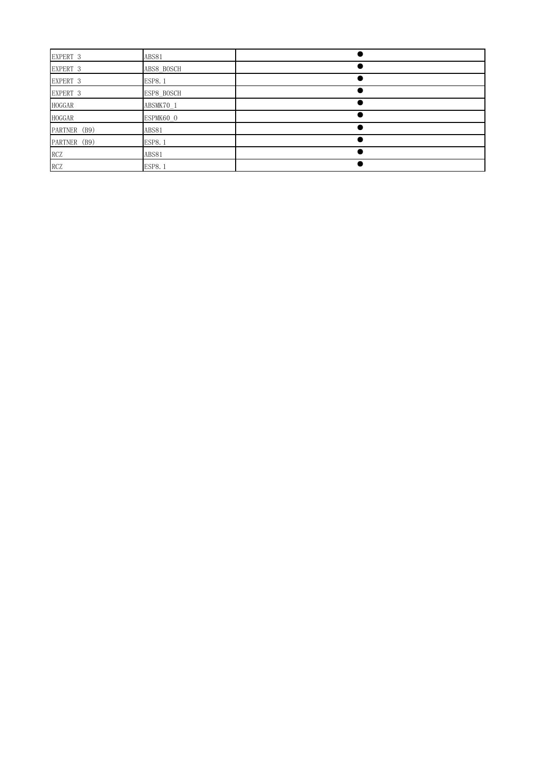| EXPERT 3 | ABS81 | ● |
|---|---|---|
| EXPERT 3 | ABS8_BOSCH | ● |
| EXPERT 3 | ESP8.1 | ● |
| EXPERT 3 | ESP8_BOSCH | ● |
| HOGGAR | ABSMK70_1 | ● |
| HOGGAR | ESPMK60_0 | ● |
| PARTNER (B9) | ABS81 | ● |
| PARTNER (B9) | ESP8.1 | ● |
| RCZ | ABS81 | ● |
| RCZ | ESP8.1 | ● |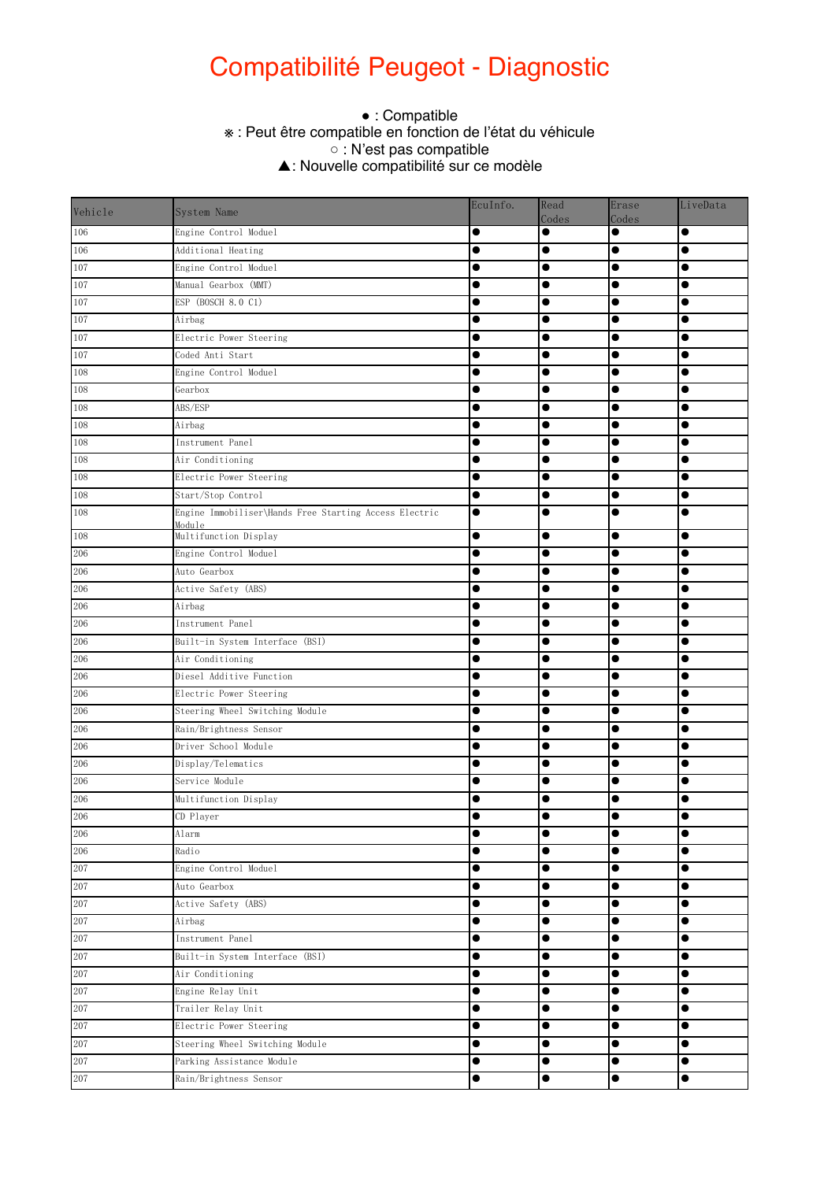# Compatibilité Peugeot - Diagnostic

● : Compatible
※ : Peut être compatible en fonction de l'état du véhicule
○ : N'est pas compatible
▲: Nouvelle compatibilité sur ce modèle

| Vehicle | System Name | EcuInfo. | Read Codes | Erase Codes | LiveData |
|---|---|---|---|---|---|
| 106 | Engine Control Moduel | ● | ● | ● | ● |
| 106 | Additional Heating | ● | ● | ● | ● |
| 107 | Engine Control Moduel | ● | ● | ● | ● |
| 107 | Manual Gearbox (MMT) | ● | ● | ● | ● |
| 107 | ESP (BOSCH 8.0 C1) | ● | ● | ● | ● |
| 107 | Airbag | ● | ● | ● | ● |
| 107 | Electric Power Steering | ● | ● | ● | ● |
| 107 | Coded Anti Start | ● | ● | ● | ● |
| 108 | Engine Control Moduel | ● | ● | ● | ● |
| 108 | Gearbox | ● | ● | ● | ● |
| 108 | ABS/ESP | ● | ● | ● | ● |
| 108 | Airbag | ● | ● | ● | ● |
| 108 | Instrument Panel | ● | ● | ● | ● |
| 108 | Air Conditioning | ● | ● | ● | ● |
| 108 | Electric Power Steering | ● | ● | ● | ● |
| 108 | Start/Stop Control | ● | ● | ● | ● |
| 108 | Engine Immobiliser\Hands Free Starting Access Electric Module | ● | ● | ● | ● |
| 108 | Multifunction Display | ● | ● | ● | ● |
| 206 | Engine Control Moduel | ● | ● | ● | ● |
| 206 | Auto Gearbox | ● | ● | ● | ● |
| 206 | Active Safety (ABS) | ● | ● | ● | ● |
| 206 | Airbag | ● | ● | ● | ● |
| 206 | Instrument Panel | ● | ● | ● | ● |
| 206 | Built-in System Interface (BSI) | ● | ● | ● | ● |
| 206 | Air Conditioning | ● | ● | ● | ● |
| 206 | Diesel Additive Function | ● | ● | ● | ● |
| 206 | Electric Power Steering | ● | ● | ● | ● |
| 206 | Steering Wheel Switching Module | ● | ● | ● | ● |
| 206 | Rain/Brightness Sensor | ● | ● | ● | ● |
| 206 | Driver School Module | ● | ● | ● | ● |
| 206 | Display/Telematics | ● | ● | ● | ● |
| 206 | Service Module | ● | ● | ● | ● |
| 206 | Multifunction Display | ● | ● | ● | ● |
| 206 | CD Player | ● | ● | ● | ● |
| 206 | Alarm | ● | ● | ● | ● |
| 206 | Radio | ● | ● | ● | ● |
| 207 | Engine Control Moduel | ● | ● | ● | ● |
| 207 | Auto Gearbox | ● | ● | ● | ● |
| 207 | Active Safety (ABS) | ● | ● | ● | ● |
| 207 | Airbag | ● | ● | ● | ● |
| 207 | Instrument Panel | ● | ● | ● | ● |
| 207 | Built-in System Interface (BSI) | ● | ● | ● | ● |
| 207 | Air Conditioning | ● | ● | ● | ● |
| 207 | Engine Relay Unit | ● | ● | ● | ● |
| 207 | Trailer Relay Unit | ● | ● | ● | ● |
| 207 | Electric Power Steering | ● | ● | ● | ● |
| 207 | Steering Wheel Switching Module | ● | ● | ● | ● |
| 207 | Parking Assistance Module | ● | ● | ● | ● |
| 207 | Rain/Brightness Sensor | ● | ● | ● | ● |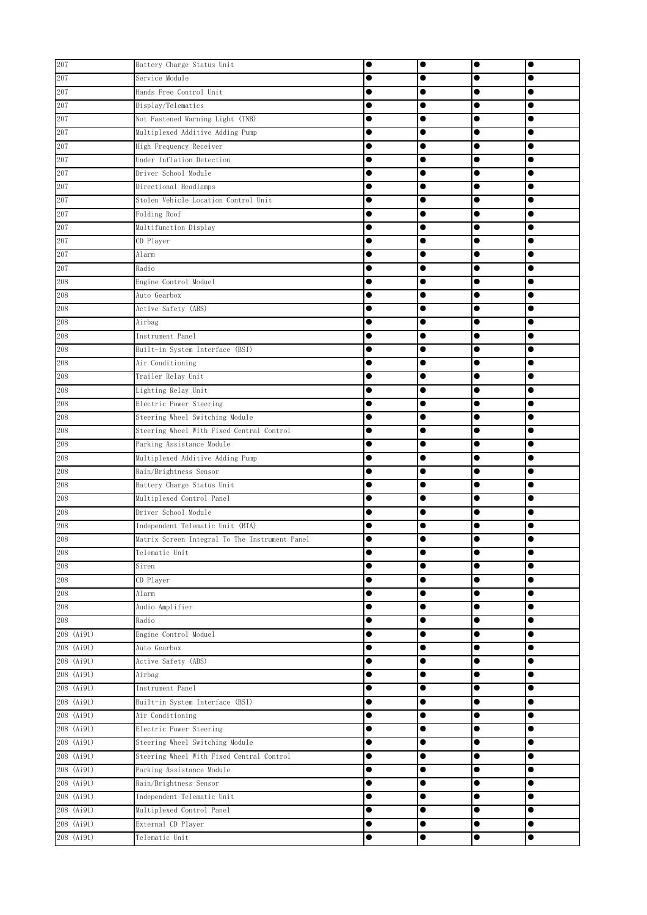| | | | | | |
|---|---|---|---|---|---|
| 207 | Battery Charge Status Unit | ● | ● | ● | ● |
| 207 | Service Module | ● | ● | ● | ● |
| 207 | Hands Free Control Unit | ● | ● | ● | ● |
| 207 | Display/Telematics | ● | ● | ● | ● |
| 207 | Not Fastened Warning Light (TNB) | ● | ● | ● | ● |
| 207 | Multiplexed Additive Adding Pump | ● | ● | ● | ● |
| 207 | High Frequency Receiver | ● | ● | ● | ● |
| 207 | Under Inflation Detection | ● | ● | ● | ● |
| 207 | Driver School Module | ● | ● | ● | ● |
| 207 | Directional Headlamps | ● | ● | ● | ● |
| 207 | Stolen Vehicle Location Control Unit | ● | ● | ● | ● |
| 207 | Folding Roof | ● | ● | ● | ● |
| 207 | Multifunction Display | ● | ● | ● | ● |
| 207 | CD Player | ● | ● | ● | ● |
| 207 | Alarm | ● | ● | ● | ● |
| 207 | Radio | ● | ● | ● | ● |
| 208 | Engine Control Moduel | ● | ● | ● | ● |
| 208 | Auto Gearbox | ● | ● | ● | ● |
| 208 | Active Safety (ABS) | ● | ● | ● | ● |
| 208 | Airbag | ● | ● | ● | ● |
| 208 | Instrument Panel | ● | ● | ● | ● |
| 208 | Built-in System Interface (BSI) | ● | ● | ● | ● |
| 208 | Air Conditioning | ● | ● | ● | ● |
| 208 | Trailer Relay Unit | ● | ● | ● | ● |
| 208 | Lighting Relay Unit | ● | ● | ● | ● |
| 208 | Electric Power Steering | ● | ● | ● | ● |
| 208 | Steering Wheel Switching Module | ● | ● | ● | ● |
| 208 | Steering Wheel With Fixed Central Control | ● | ● | ● | ● |
| 208 | Parking Assistance Module | ● | ● | ● | ● |
| 208 | Multiplexed Additive Adding Pump | ● | ● | ● | ● |
| 208 | Rain/Brightness Sensor | ● | ● | ● | ● |
| 208 | Battery Charge Status Unit | ● | ● | ● | ● |
| 208 | Multiplexed Control Panel | ● | ● | ● | ● |
| 208 | Driver School Module | ● | ● | ● | ● |
| 208 | Independent Telematic Unit (BTA) | ● | ● | ● | ● |
| 208 | Matrix Screen Integral To The Instrument Panel | ● | ● | ● | ● |
| 208 | Telematic Unit | ● | ● | ● | ● |
| 208 | Siren | ● | ● | ● | ● |
| 208 | CD Player | ● | ● | ● | ● |
| 208 | Alarm | ● | ● | ● | ● |
| 208 | Audio Amplifier | ● | ● | ● | ● |
| 208 | Radio | ● | ● | ● | ● |
| 208 (Ai91) | Engine Control Moduel | ● | ● | ● | ● |
| 208 (Ai91) | Auto Gearbox | ● | ● | ● | ● |
| 208 (Ai91) | Active Safety (ABS) | ● | ● | ● | ● |
| 208 (Ai91) | Airbag | ● | ● | ● | ● |
| 208 (Ai91) | Instrument Panel | ● | ● | ● | ● |
| 208 (Ai91) | Built-in System Interface (BSI) | ● | ● | ● | ● |
| 208 (Ai91) | Air Conditioning | ● | ● | ● | ● |
| 208 (Ai91) | Electric Power Steering | ● | ● | ● | ● |
| 208 (Ai91) | Steering Wheel Switching Module | ● | ● | ● | ● |
| 208 (Ai91) | Steering Wheel With Fixed Central Control | ● | ● | ● | ● |
| 208 (Ai91) | Parking Assistance Module | ● | ● | ● | ● |
| 208 (Ai91) | Rain/Brightness Sensor | ● | ● | ● | ● |
| 208 (Ai91) | Independent Telematic Unit | ● | ● | ● | ● |
| 208 (Ai91) | Multiplexed Control Panel | ● | ● | ● | ● |
| 208 (Ai91) | External CD Player | ● | ● | ● | ● |
| 208 (Ai91) | Telematic Unit | ● | ● | ● | ● |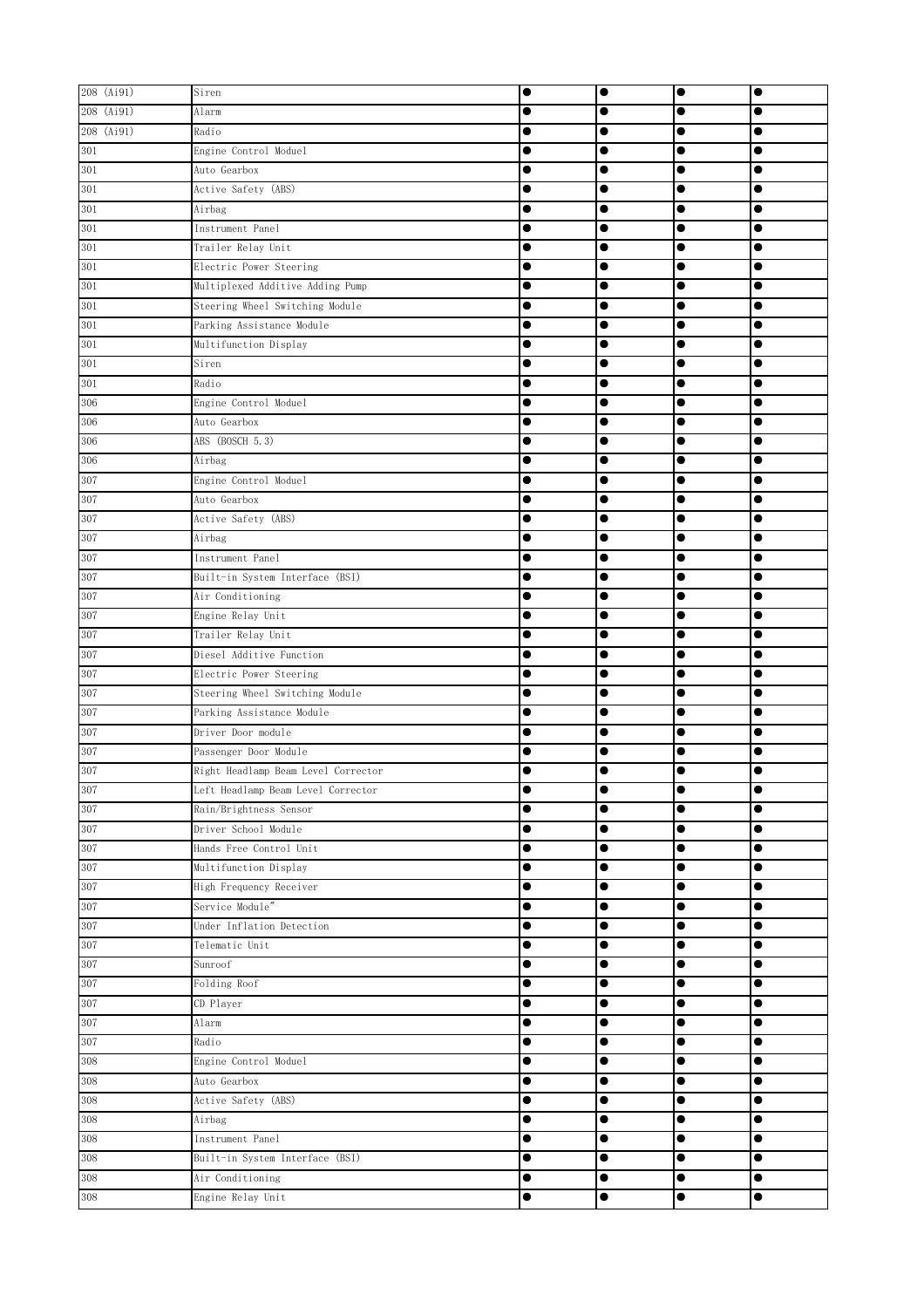| 208 (Ai91) | Siren | ● | ● | ● | ● |
|---|---|---|---|---|---|
| 208 (Ai91) | Alarm | ● | ● | ● | ● |
| 208 (Ai91) | Radio | ● | ● | ● | ● |
| 301 | Engine Control Moduel | ● | ● | ● | ● |
| 301 | Auto Gearbox | ● | ● | ● | ● |
| 301 | Active Safety (ABS) | ● | ● | ● | ● |
| 301 | Airbag | ● | ● | ● | ● |
| 301 | Instrument Panel | ● | ● | ● | ● |
| 301 | Trailer Relay Unit | ● | ● | ● | ● |
| 301 | Electric Power Steering | ● | ● | ● | ● |
| 301 | Multiplexed Additive Adding Pump | ● | ● | ● | ● |
| 301 | Steering Wheel Switching Module | ● | ● | ● | ● |
| 301 | Parking Assistance Module | ● | ● | ● | ● |
| 301 | Multifunction Display | ● | ● | ● | ● |
| 301 | Siren | ● | ● | ● | ● |
| 301 | Radio | ● | ● | ● | ● |
| 306 | Engine Control Moduel | ● | ● | ● | ● |
| 306 | Auto Gearbox | ● | ● | ● | ● |
| 306 | ABS (BOSCH 5.3) | ● | ● | ● | ● |
| 306 | Airbag | ● | ● | ● | ● |
| 307 | Engine Control Moduel | ● | ● | ● | ● |
| 307 | Auto Gearbox | ● | ● | ● | ● |
| 307 | Active Safety (ABS) | ● | ● | ● | ● |
| 307 | Airbag | ● | ● | ● | ● |
| 307 | Instrument Panel | ● | ● | ● | ● |
| 307 | Built-in System Interface (BSI) | ● | ● | ● | ● |
| 307 | Air Conditioning | ● | ● | ● | ● |
| 307 | Engine Relay Unit | ● | ● | ● | ● |
| 307 | Trailer Relay Unit | ● | ● | ● | ● |
| 307 | Diesel Additive Function | ● | ● | ● | ● |
| 307 | Electric Power Steering | ● | ● | ● | ● |
| 307 | Steering Wheel Switching Module | ● | ● | ● | ● |
| 307 | Parking Assistance Module | ● | ● | ● | ● |
| 307 | Driver Door module | ● | ● | ● | ● |
| 307 | Passenger Door Module | ● | ● | ● | ● |
| 307 | Right Headlamp Beam Level Corrector | ● | ● | ● | ● |
| 307 | Left Headlamp Beam Level Corrector | ● | ● | ● | ● |
| 307 | Rain/Brightness Sensor | ● | ● | ● | ● |
| 307 | Driver School Module | ● | ● | ● | ● |
| 307 | Hands Free Control Unit | ● | ● | ● | ● |
| 307 | Multifunction Display | ● | ● | ● | ● |
| 307 | High Frequency Receiver | ● | ● | ● | ● |
| 307 | Service Module" | ● | ● | ● | ● |
| 307 | Under Inflation Detection | ● | ● | ● | ● |
| 307 | Telematic Unit | ● | ● | ● | ● |
| 307 | Sunroof | ● | ● | ● | ● |
| 307 | Folding Roof | ● | ● | ● | ● |
| 307 | CD Player | ● | ● | ● | ● |
| 307 | Alarm | ● | ● | ● | ● |
| 307 | Radio | ● | ● | ● | ● |
| 308 | Engine Control Moduel | ● | ● | ● | ● |
| 308 | Auto Gearbox | ● | ● | ● | ● |
| 308 | Active Safety (ABS) | ● | ● | ● | ● |
| 308 | Airbag | ● | ● | ● | ● |
| 308 | Instrument Panel | ● | ● | ● | ● |
| 308 | Built-in System Interface (BSI) | ● | ● | ● | ● |
| 308 | Air Conditioning | ● | ● | ● | ● |
| 308 | Engine Relay Unit | ● | ● | ● | ● |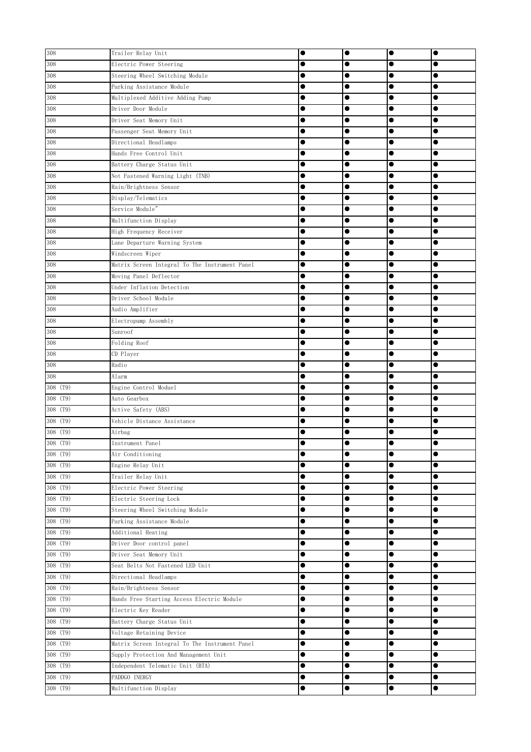| | | | | | |
|---|---|---|---|---|---|
| 308 | Trailer Relay Unit | ● | ● | ● | ● |
| 308 | Electric Power Steering | ● | ● | ● | ● |
| 308 | Steering Wheel Switching Module | ● | ● | ● | ● |
| 308 | Parking Assistance Module | ● | ● | ● | ● |
| 308 | Multiplexed Additive Adding Pump | ● | ● | ● | ● |
| 308 | Driver Door Module | ● | ● | ● | ● |
| 308 | Driver Seat Memory Unit | ● | ● | ● | ● |
| 308 | Passenger Seat Memory Unit | ● | ● | ● | ● |
| 308 | Directional Headlamps | ● | ● | ● | ● |
| 308 | Hands Free Control Unit | ● | ● | ● | ● |
| 308 | Battery Charge Status Unit | ● | ● | ● | ● |
| 308 | Not Fastened Warning Light (TNB) | ● | ● | ● | ● |
| 308 | Rain/Brightness Sensor | ● | ● | ● | ● |
| 308 | Display/Telematics | ● | ● | ● | ● |
| 308 | Service Module" | ● | ● | ● | ● |
| 308 | Multifunction Display | ● | ● | ● | ● |
| 308 | High Frequency Receiver | ● | ● | ● | ● |
| 308 | Lane Departure Warning System | ● | ● | ● | ● |
| 308 | Windscreen Wiper | ● | ● | ● | ● |
| 308 | Matrix Screen Integral To The Instrument Panel | ● | ● | ● | ● |
| 308 | Moving Panel Deflector | ● | ● | ● | ● |
| 308 | Under Inflation Detection | ● | ● | ● | ● |
| 308 | Driver School Module | ● | ● | ● | ● |
| 308 | Audio Amplifier | ● | ● | ● | ● |
| 308 | Electropump Assembly | ● | ● | ● | ● |
| 308 | Sunroof | ● | ● | ● | ● |
| 308 | Folding Roof | ● | ● | ● | ● |
| 308 | CD Player | ● | ● | ● | ● |
| 308 | Radio | ● | ● | ● | ● |
| 308 | Alarm | ● | ● | ● | ● |
| 308 (T9) | Engine Control Moduel | ● | ● | ● | ● |
| 308 (T9) | Auto Gearbox | ● | ● | ● | ● |
| 308 (T9) | Active Safety (ABS) | ● | ● | ● | ● |
| 308 (T9) | Vehicle Distance Assistance | ● | ● | ● | ● |
| 308 (T9) | Airbag | ● | ● | ● | ● |
| 308 (T9) | Instrument Panel | ● | ● | ● | ● |
| 308 (T9) | Air Conditioning | ● | ● | ● | ● |
| 308 (T9) | Engine Relay Unit | ● | ● | ● | ● |
| 308 (T9) | Trailer Relay Unit | ● | ● | ● | ● |
| 308 (T9) | Electric Power Steering | ● | ● | ● | ● |
| 308 (T9) | Electric Steering Lock | ● | ● | ● | ● |
| 308 (T9) | Steering Wheel Switching Module | ● | ● | ● | ● |
| 308 (T9) | Parking Assistance Module | ● | ● | ● | ● |
| 308 (T9) | Additional Heating | ● | ● | ● | ● |
| 308 (T9) | Driver Door control panel | ● | ● | ● | ● |
| 308 (T9) | Driver Seat Memory Unit | ● | ● | ● | ● |
| 308 (T9) | Seat Belts Not Fastened LED Unit | ● | ● | ● | ● |
| 308 (T9) | Directional Headlamps | ● | ● | ● | ● |
| 308 (T9) | Rain/Brightness Sensor | ● | ● | ● | ● |
| 308 (T9) | Hands Free Starting Access Electric Module | ● | ● | ● | ● |
| 308 (T9) | Electric Key Reader | ● | ● | ● | ● |
| 308 (T9) | Battery Charge Status Unit | ● | ● | ● | ● |
| 308 (T9) | Voltage Retaining Device | ● | ● | ● | ● |
| 308 (T9) | Matrix Screen Integral To The Instrument Panel | ● | ● | ● | ● |
| 308 (T9) | Supply Protection And Management Unit | ● | ● | ● | ● |
| 308 (T9) | Independent Telematic Unit (BTA) | ● | ● | ● | ● |
| 308 (T9) | PADDGO INERGY | ● | ● | ● | ● |
| 308 (T9) | Multifunction Display | ● | ● | ● | ● |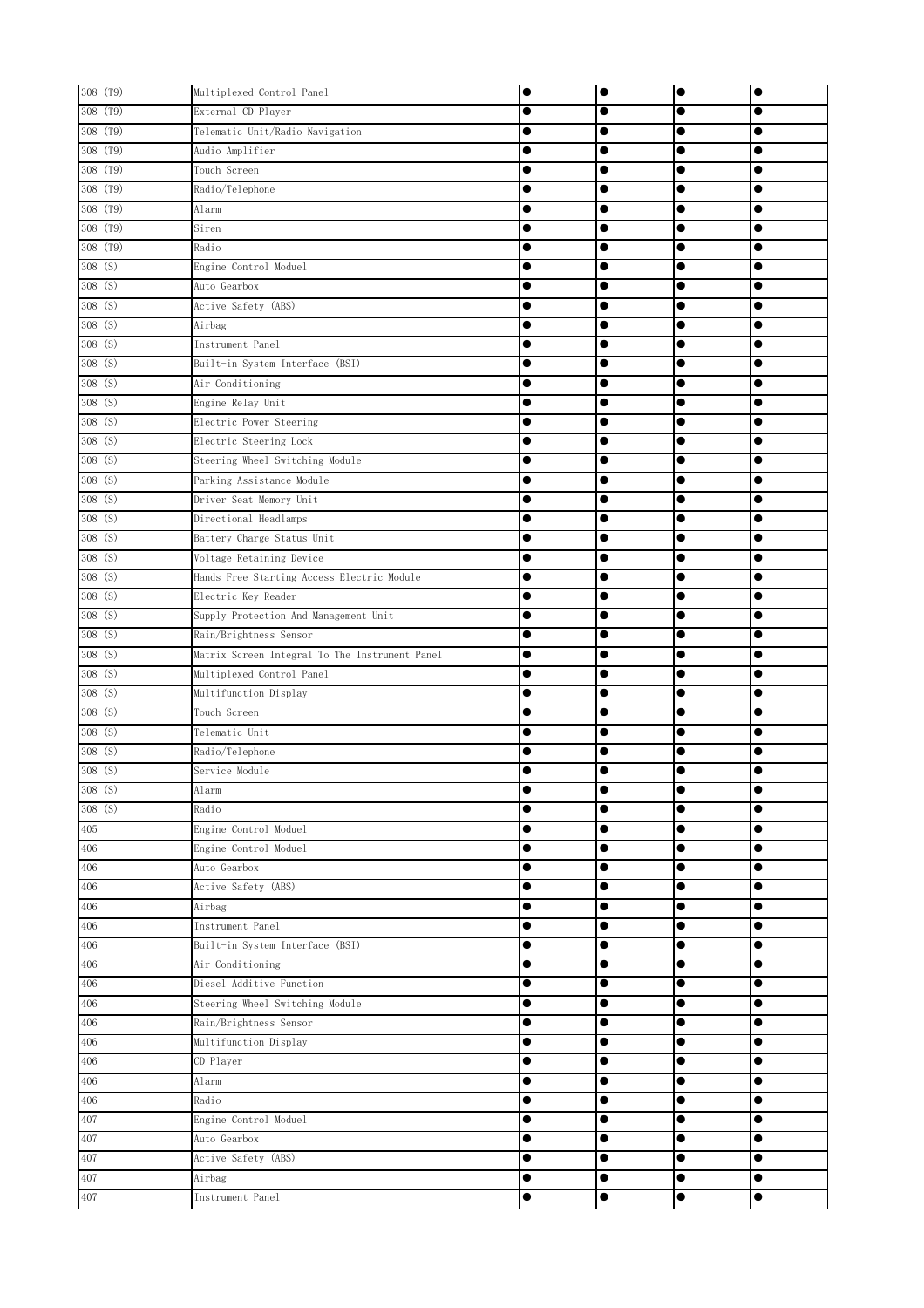| 308 (T9) | Multiplexed Control Panel | ● | ● | ● | ● |
|---|---|---|---|---|---|
| 308 (T9) | External CD Player | ● | ● | ● | ● |
| 308 (T9) | Telematic Unit/Radio Navigation | ● | ● | ● | ● |
| 308 (T9) | Audio Amplifier | ● | ● | ● | ● |
| 308 (T9) | Touch Screen | ● | ● | ● | ● |
| 308 (T9) | Radio/Telephone | ● | ● | ● | ● |
| 308 (T9) | Alarm | ● | ● | ● | ● |
| 308 (T9) | Siren | ● | ● | ● | ● |
| 308 (T9) | Radio | ● | ● | ● | ● |
| 308 (S) | Engine Control Moduel | ● | ● | ● | ● |
| 308 (S) | Auto Gearbox | ● | ● | ● | ● |
| 308 (S) | Active Safety (ABS) | ● | ● | ● | ● |
| 308 (S) | Airbag | ● | ● | ● | ● |
| 308 (S) | Instrument Panel | ● | ● | ● | ● |
| 308 (S) | Built-in System Interface (BSI) | ● | ● | ● | ● |
| 308 (S) | Air Conditioning | ● | ● | ● | ● |
| 308 (S) | Engine Relay Unit | ● | ● | ● | ● |
| 308 (S) | Electric Power Steering | ● | ● | ● | ● |
| 308 (S) | Electric Steering Lock | ● | ● | ● | ● |
| 308 (S) | Steering Wheel Switching Module | ● | ● | ● | ● |
| 308 (S) | Parking Assistance Module | ● | ● | ● | ● |
| 308 (S) | Driver Seat Memory Unit | ● | ● | ● | ● |
| 308 (S) | Directional Headlamps | ● | ● | ● | ● |
| 308 (S) | Battery Charge Status Unit | ● | ● | ● | ● |
| 308 (S) | Voltage Retaining Device | ● | ● | ● | ● |
| 308 (S) | Hands Free Starting Access Electric Module | ● | ● | ● | ● |
| 308 (S) | Electric Key Reader | ● | ● | ● | ● |
| 308 (S) | Supply Protection And Management Unit | ● | ● | ● | ● |
| 308 (S) | Rain/Brightness Sensor | ● | ● | ● | ● |
| 308 (S) | Matrix Screen Integral To The Instrument Panel | ● | ● | ● | ● |
| 308 (S) | Multiplexed Control Panel | ● | ● | ● | ● |
| 308 (S) | Multifunction Display | ● | ● | ● | ● |
| 308 (S) | Touch Screen | ● | ● | ● | ● |
| 308 (S) | Telematic Unit | ● | ● | ● | ● |
| 308 (S) | Radio/Telephone | ● | ● | ● | ● |
| 308 (S) | Service Module | ● | ● | ● | ● |
| 308 (S) | Alarm | ● | ● | ● | ● |
| 308 (S) | Radio | ● | ● | ● | ● |
| 405 | Engine Control Moduel | ● | ● | ● | ● |
| 406 | Engine Control Moduel | ● | ● | ● | ● |
| 406 | Auto Gearbox | ● | ● | ● | ● |
| 406 | Active Safety (ABS) | ● | ● | ● | ● |
| 406 | Airbag | ● | ● | ● | ● |
| 406 | Instrument Panel | ● | ● | ● | ● |
| 406 | Built-in System Interface (BSI) | ● | ● | ● | ● |
| 406 | Air Conditioning | ● | ● | ● | ● |
| 406 | Diesel Additive Function | ● | ● | ● | ● |
| 406 | Steering Wheel Switching Module | ● | ● | ● | ● |
| 406 | Rain/Brightness Sensor | ● | ● | ● | ● |
| 406 | Multifunction Display | ● | ● | ● | ● |
| 406 | CD Player | ● | ● | ● | ● |
| 406 | Alarm | ● | ● | ● | ● |
| 406 | Radio | ● | ● | ● | ● |
| 407 | Engine Control Moduel | ● | ● | ● | ● |
| 407 | Auto Gearbox | ● | ● | ● | ● |
| 407 | Active Safety (ABS) | ● | ● | ● | ● |
| 407 | Airbag | ● | ● | ● | ● |
| 407 | Instrument Panel | ● | ● | ● | ● |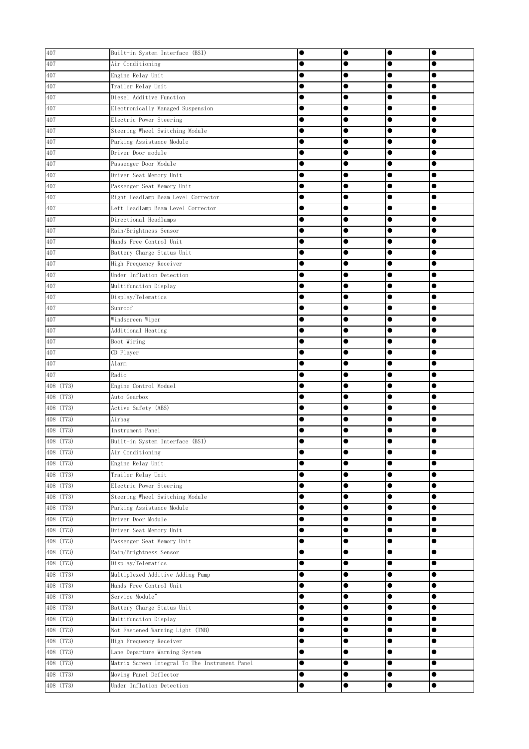| | | | | | |
|---|---|---|---|---|---|
| 407 | Built-in System Interface (BSI) | ● | ● | ● | ● |
| 407 | Air Conditioning | ● | ● | ● | ● |
| 407 | Engine Relay Unit | ● | ● | ● | ● |
| 407 | Trailer Relay Unit | ● | ● | ● | ● |
| 407 | Diesel Additive Function | ● | ● | ● | ● |
| 407 | Electronically Managed Suspension | ● | ● | ● | ● |
| 407 | Electric Power Steering | ● | ● | ● | ● |
| 407 | Steering Wheel Switching Module | ● | ● | ● | ● |
| 407 | Parking Assistance Module | ● | ● | ● | ● |
| 407 | Driver Door module | ● | ● | ● | ● |
| 407 | Passenger Door Module | ● | ● | ● | ● |
| 407 | Driver Seat Memory Unit | ● | ● | ● | ● |
| 407 | Passenger Seat Memory Unit | ● | ● | ● | ● |
| 407 | Right Headlamp Beam Level Corrector | ● | ● | ● | ● |
| 407 | Left Headlamp Beam Level Corrector | ● | ● | ● | ● |
| 407 | Directional Headlamps | ● | ● | ● | ● |
| 407 | Rain/Brightness Sensor | ● | ● | ● | ● |
| 407 | Hands Free Control Unit | ● | ● | ● | ● |
| 407 | Battery Charge Status Unit | ● | ● | ● | ● |
| 407 | High Frequency Receiver | ● | ● | ● | ● |
| 407 | Under Inflation Detection | ● | ● | ● | ● |
| 407 | Multifunction Display | ● | ● | ● | ● |
| 407 | Display/Telematics | ● | ● | ● | ● |
| 407 | Sunroof | ● | ● | ● | ● |
| 407 | Windscreen Wiper | ● | ● | ● | ● |
| 407 | Additional Heating | ● | ● | ● | ● |
| 407 | Boot Wiring | ● | ● | ● | ● |
| 407 | CD Player | ● | ● | ● | ● |
| 407 | Alarm | ● | ● | ● | ● |
| 407 | Radio | ● | ● | ● | ● |
| 408 (T73) | Engine Control Moduel | ● | ● | ● | ● |
| 408 (T73) | Auto Gearbox | ● | ● | ● | ● |
| 408 (T73) | Active Safety (ABS) | ● | ● | ● | ● |
| 408 (T73) | Airbag | ● | ● | ● | ● |
| 408 (T73) | Instrument Panel | ● | ● | ● | ● |
| 408 (T73) | Built-in System Interface (BSI) | ● | ● | ● | ● |
| 408 (T73) | Air Conditioning | ● | ● | ● | ● |
| 408 (T73) | Engine Relay Unit | ● | ● | ● | ● |
| 408 (T73) | Trailer Relay Unit | ● | ● | ● | ● |
| 408 (T73) | Electric Power Steering | ● | ● | ● | ● |
| 408 (T73) | Steering Wheel Switching Module | ● | ● | ● | ● |
| 408 (T73) | Parking Assistance Module | ● | ● | ● | ● |
| 408 (T73) | Driver Door Module | ● | ● | ● | ● |
| 408 (T73) | Driver Seat Memory Unit | ● | ● | ● | ● |
| 408 (T73) | Passenger Seat Memory Unit | ● | ● | ● | ● |
| 408 (T73) | Rain/Brightness Sensor | ● | ● | ● | ● |
| 408 (T73) | Display/Telematics | ● | ● | ● | ● |
| 408 (T73) | Multiplexed Additive Adding Pump | ● | ● | ● | ● |
| 408 (T73) | Hands Free Control Unit | ● | ● | ● | ● |
| 408 (T73) | Service Module" | ● | ● | ● | ● |
| 408 (T73) | Battery Charge Status Unit | ● | ● | ● | ● |
| 408 (T73) | Multifunction Display | ● | ● | ● | ● |
| 408 (T73) | Not Fastened Warning Light (TNB) | ● | ● | ● | ● |
| 408 (T73) | High Frequency Receiver | ● | ● | ● | ● |
| 408 (T73) | Lane Departure Warning System | ● | ● | ● | ● |
| 408 (T73) | Matrix Screen Integral To The Instrument Panel | ● | ● | ● | ● |
| 408 (T73) | Moving Panel Deflector | ● | ● | ● | ● |
| 408 (T73) | Under Inflation Detection | ● | ● | ● | ● |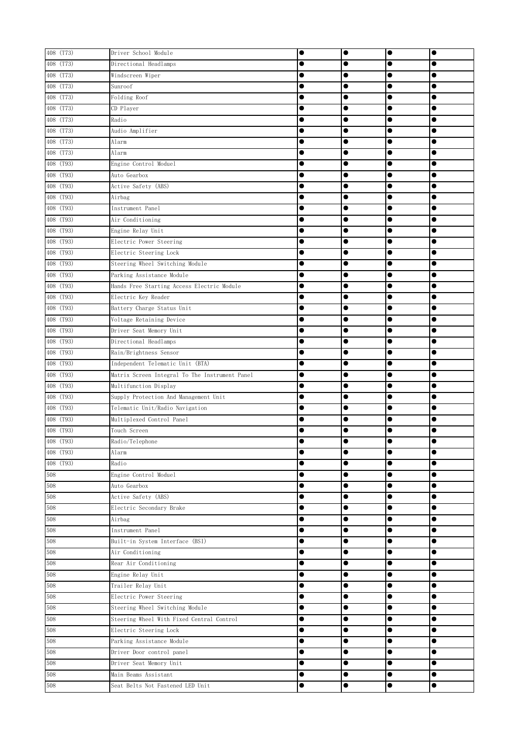| 408 (T73) | Driver School Module | ● | ● | ● | ● |
|---|---|---|---|---|---|
| 408 (T73) | Directional Headlamps | ● | ● | ● | ● |
| 408 (T73) | Windscreen Wiper | ● | ● | ● | ● |
| 408 (T73) | Sunroof | ● | ● | ● | ● |
| 408 (T73) | Folding Roof | ● | ● | ● | ● |
| 408 (T73) | CD Player | ● | ● | ● | ● |
| 408 (T73) | Radio | ● | ● | ● | ● |
| 408 (T73) | Audio Amplifier | ● | ● | ● | ● |
| 408 (T73) | Alarm | ● | ● | ● | ● |
| 408 (T73) | Alarm | ● | ● | ● | ● |
| 408 (T93) | Engine Control Moduel | ● | ● | ● | ● |
| 408 (T93) | Auto Gearbox | ● | ● | ● | ● |
| 408 (T93) | Active Safety (ABS) | ● | ● | ● | ● |
| 408 (T93) | Airbag | ● | ● | ● | ● |
| 408 (T93) | Instrument Panel | ● | ● | ● | ● |
| 408 (T93) | Air Conditioning | ● | ● | ● | ● |
| 408 (T93) | Engine Relay Unit | ● | ● | ● | ● |
| 408 (T93) | Electric Power Steering | ● | ● | ● | ● |
| 408 (T93) | Electric Steering Lock | ● | ● | ● | ● |
| 408 (T93) | Steering Wheel Switching Module | ● | ● | ● | ● |
| 408 (T93) | Parking Assistance Module | ● | ● | ● | ● |
| 408 (T93) | Hands Free Starting Access Electric Module | ● | ● | ● | ● |
| 408 (T93) | Electric Key Reader | ● | ● | ● | ● |
| 408 (T93) | Battery Charge Status Unit | ● | ● | ● | ● |
| 408 (T93) | Voltage Retaining Device | ● | ● | ● | ● |
| 408 (T93) | Driver Seat Memory Unit | ● | ● | ● | ● |
| 408 (T93) | Directional Headlamps | ● | ● | ● | ● |
| 408 (T93) | Rain/Brightness Sensor | ● | ● | ● | ● |
| 408 (T93) | Independent Telematic Unit (BTA) | ● | ● | ● | ● |
| 408 (T93) | Matrix Screen Integral To The Instrument Panel | ● | ● | ● | ● |
| 408 (T93) | Multifunction Display | ● | ● | ● | ● |
| 408 (T93) | Supply Protection And Management Unit | ● | ● | ● | ● |
| 408 (T93) | Telematic Unit/Radio Navigation | ● | ● | ● | ● |
| 408 (T93) | Multiplexed Control Panel | ● | ● | ● | ● |
| 408 (T93) | Touch Screen | ● | ● | ● | ● |
| 408 (T93) | Radio/Telephone | ● | ● | ● | ● |
| 408 (T93) | Alarm | ● | ● | ● | ● |
| 408 (T93) | Radio | ● | ● | ● | ● |
| 508 | Engine Control Moduel | ● | ● | ● | ● |
| 508 | Auto Gearbox | ● | ● | ● | ● |
| 508 | Active Safety (ABS) | ● | ● | ● | ● |
| 508 | Electric Secondary Brake | ● | ● | ● | ● |
| 508 | Airbag | ● | ● | ● | ● |
| 508 | Instrument Panel | ● | ● | ● | ● |
| 508 | Built-in System Interface (BSI) | ● | ● | ● | ● |
| 508 | Air Conditioning | ● | ● | ● | ● |
| 508 | Rear Air Conditioning | ● | ● | ● | ● |
| 508 | Engine Relay Unit | ● | ● | ● | ● |
| 508 | Trailer Relay Unit | ● | ● | ● | ● |
| 508 | Electric Power Steering | ● | ● | ● | ● |
| 508 | Steering Wheel Switching Module | ● | ● | ● | ● |
| 508 | Steering Wheel With Fixed Central Control | ● | ● | ● | ● |
| 508 | Electric Steering Lock | ● | ● | ● | ● |
| 508 | Parking Assistance Module | ● | ● | ● | ● |
| 508 | Driver Door control panel | ● | ● | ● | ● |
| 508 | Driver Seat Memory Unit | ● | ● | ● | ● |
| 508 | Main Beams Assistant | ● | ● | ● | ● |
| 508 | Seat Belts Not Fastened LED Unit | ● | ● | ● | ● |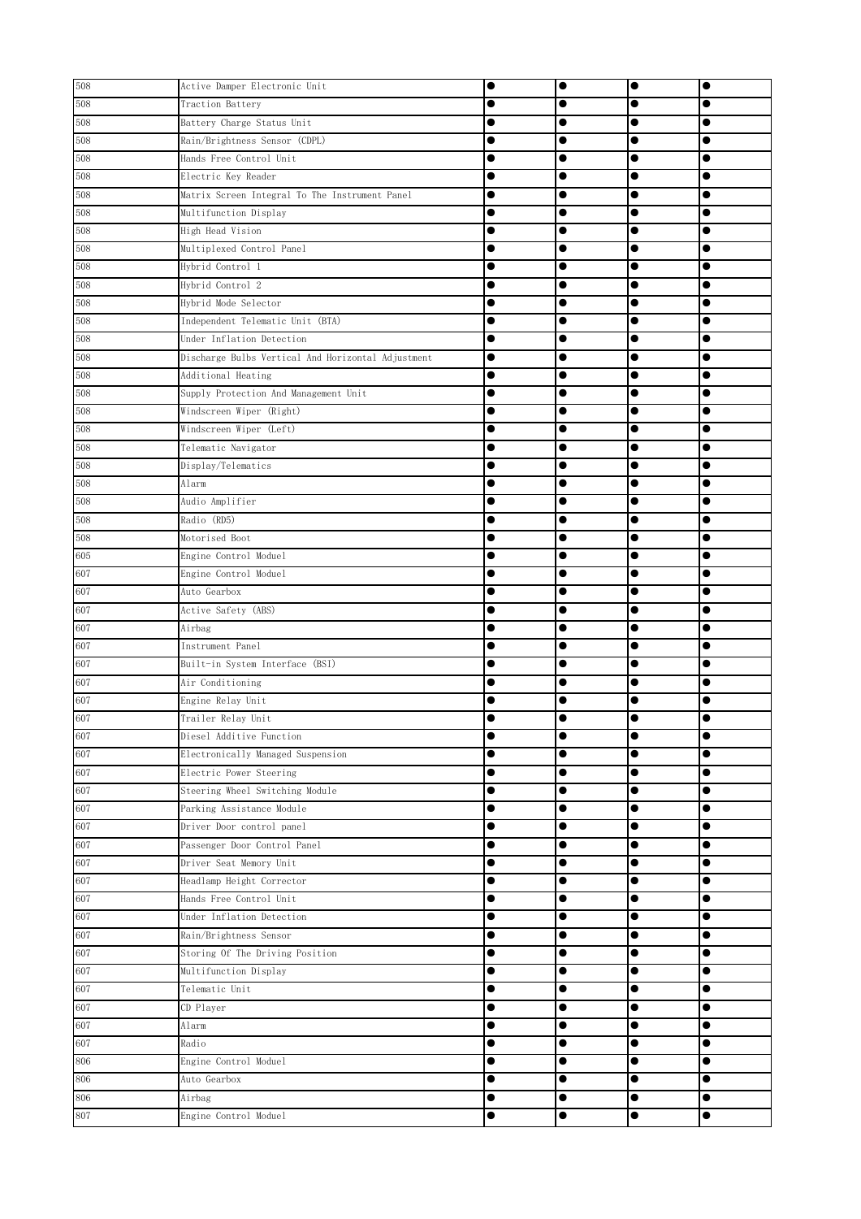| 508 | Active Damper Electronic Unit | ● | ● | ● | ● |
|---|---|---|---|---|---|
| 508 | Traction Battery | ● | ● | ● | ● |
| 508 | Battery Charge Status Unit | ● | ● | ● | ● |
| 508 | Rain/Brightness Sensor (CDPL) | ● | ● | ● | ● |
| 508 | Hands Free Control Unit | ● | ● | ● | ● |
| 508 | Electric Key Reader | ● | ● | ● | ● |
| 508 | Matrix Screen Integral To The Instrument Panel | ● | ● | ● | ● |
| 508 | Multifunction Display | ● | ● | ● | ● |
| 508 | High Head Vision | ● | ● | ● | ● |
| 508 | Multiplexed Control Panel | ● | ● | ● | ● |
| 508 | Hybrid Control 1 | ● | ● | ● | ● |
| 508 | Hybrid Control 2 | ● | ● | ● | ● |
| 508 | Hybrid Mode Selector | ● | ● | ● | ● |
| 508 | Independent Telematic Unit (BTA) | ● | ● | ● | ● |
| 508 | Under Inflation Detection | ● | ● | ● | ● |
| 508 | Discharge Bulbs Vertical And Horizontal Adjustment | ● | ● | ● | ● |
| 508 | Additional Heating | ● | ● | ● | ● |
| 508 | Supply Protection And Management Unit | ● | ● | ● | ● |
| 508 | Windscreen Wiper (Right) | ● | ● | ● | ● |
| 508 | Windscreen Wiper (Left) | ● | ● | ● | ● |
| 508 | Telematic Navigator | ● | ● | ● | ● |
| 508 | Display/Telematics | ● | ● | ● | ● |
| 508 | Alarm | ● | ● | ● | ● |
| 508 | Audio Amplifier | ● | ● | ● | ● |
| 508 | Radio (RD5) | ● | ● | ● | ● |
| 508 | Motorised Boot | ● | ● | ● | ● |
| 605 | Engine Control Moduel | ● | ● | ● | ● |
| 607 | Engine Control Moduel | ● | ● | ● | ● |
| 607 | Auto Gearbox | ● | ● | ● | ● |
| 607 | Active Safety (ABS) | ● | ● | ● | ● |
| 607 | Airbag | ● | ● | ● | ● |
| 607 | Instrument Panel | ● | ● | ● | ● |
| 607 | Built-in System Interface (BSI) | ● | ● | ● | ● |
| 607 | Air Conditioning | ● | ● | ● | ● |
| 607 | Engine Relay Unit | ● | ● | ● | ● |
| 607 | Trailer Relay Unit | ● | ● | ● | ● |
| 607 | Diesel Additive Function | ● | ● | ● | ● |
| 607 | Electronically Managed Suspension | ● | ● | ● | ● |
| 607 | Electric Power Steering | ● | ● | ● | ● |
| 607 | Steering Wheel Switching Module | ● | ● | ● | ● |
| 607 | Parking Assistance Module | ● | ● | ● | ● |
| 607 | Driver Door control panel | ● | ● | ● | ● |
| 607 | Passenger Door Control Panel | ● | ● | ● | ● |
| 607 | Driver Seat Memory Unit | ● | ● | ● | ● |
| 607 | Headlamp Height Corrector | ● | ● | ● | ● |
| 607 | Hands Free Control Unit | ● | ● | ● | ● |
| 607 | Under Inflation Detection | ● | ● | ● | ● |
| 607 | Rain/Brightness Sensor | ● | ● | ● | ● |
| 607 | Storing Of The Driving Position | ● | ● | ● | ● |
| 607 | Multifunction Display | ● | ● | ● | ● |
| 607 | Telematic Unit | ● | ● | ● | ● |
| 607 | CD Player | ● | ● | ● | ● |
| 607 | Alarm | ● | ● | ● | ● |
| 607 | Radio | ● | ● | ● | ● |
| 806 | Engine Control Moduel | ● | ● | ● | ● |
| 806 | Auto Gearbox | ● | ● | ● | ● |
| 806 | Airbag | ● | ● | ● | ● |
| 807 | Engine Control Moduel | ● | ● | ● | ● |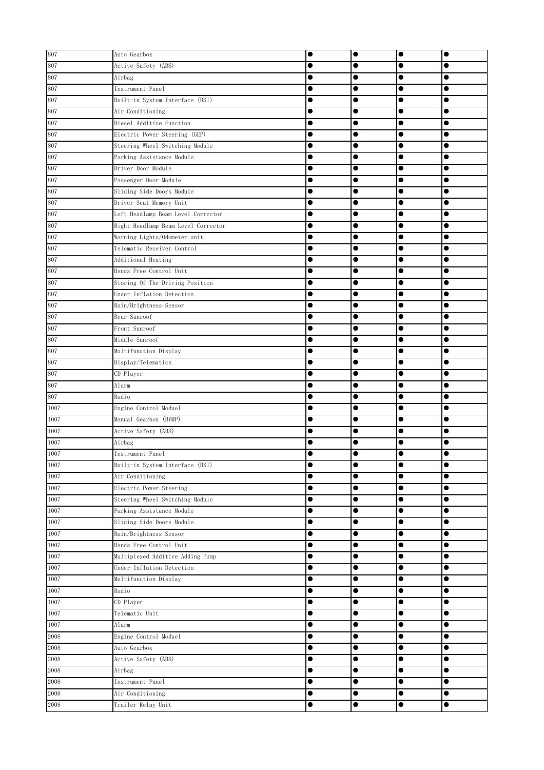| 807 | Auto Gearbox | ● | ● | ● | ● |
|---|---|---|---|---|---|
| 807 | Active Safety (ABS) | ● | ● | ● | ● |
| 807 | Airbag | ● | ● | ● | ● |
| 807 | Instrument Panel | ● | ● | ● | ● |
| 807 | Built-in System Interface (BSI) | ● | ● | ● | ● |
| 807 | Air Conditioning | ● | ● | ● | ● |
| 807 | Diesel Additive Function | ● | ● | ● | ● |
| 807 | Electric Power Steering (GEP) | ● | ● | ● | ● |
| 807 | Steering Wheel Switching Module | ● | ● | ● | ● |
| 807 | Parking Assistance Module | ● | ● | ● | ● |
| 807 | Driver Door Module | ● | ● | ● | ● |
| 807 | Passenger Door Module | ● | ● | ● | ● |
| 807 | Sliding Side Doors Module | ● | ● | ● | ● |
| 807 | Driver Seat Memory Unit | ● | ● | ● | ● |
| 807 | Left Headlamp Beam Level Corrector | ● | ● | ● | ● |
| 807 | Right Headlamp Beam Level Corrector | ● | ● | ● | ● |
| 807 | Warning Lights/Odometer unit | ● | ● | ● | ● |
| 807 | Telematic Receiver Control | ● | ● | ● | ● |
| 807 | Additional Heating | ● | ● | ● | ● |
| 807 | Hands Free Control Unit | ● | ● | ● | ● |
| 807 | Storing Of The Driving Position | ● | ● | ● | ● |
| 807 | Under Inflation Detection | ● | ● | ● | ● |
| 807 | Rain/Brightness Sensor | ● | ● | ● | ● |
| 807 | Rear Sunroof | ● | ● | ● | ● |
| 807 | Front Sunroof | ● | ● | ● | ● |
| 807 | Middle Sunroof | ● | ● | ● | ● |
| 807 | Multifunction Display | ● | ● | ● | ● |
| 807 | Display/Telematics | ● | ● | ● | ● |
| 807 | CD Player | ● | ● | ● | ● |
| 807 | Alarm | ● | ● | ● | ● |
| 807 | Radio | ● | ● | ● | ● |
| 1007 | Engine Control Moduel | ● | ● | ● | ● |
| 1007 | Manual Gearbox (BVMP) | ● | ● | ● | ● |
| 1007 | Active Safety (ABS) | ● | ● | ● | ● |
| 1007 | Airbag | ● | ● | ● | ● |
| 1007 | Instrument Panel | ● | ● | ● | ● |
| 1007 | Built-in System Interface (BSI) | ● | ● | ● | ● |
| 1007 | Air Conditioning | ● | ● | ● | ● |
| 1007 | Electric Power Steering | ● | ● | ● | ● |
| 1007 | Steering Wheel Switching Module | ● | ● | ● | ● |
| 1007 | Parking Assistance Module | ● | ● | ● | ● |
| 1007 | Sliding Side Doors Module | ● | ● | ● | ● |
| 1007 | Rain/Brightness Sensor | ● | ● | ● | ● |
| 1007 | Hands Free Control Unit | ● | ● | ● | ● |
| 1007 | Multiplexed Additive Adding Pump | ● | ● | ● | ● |
| 1007 | Under Inflation Detection | ● | ● | ● | ● |
| 1007 | Multifunction Display | ● | ● | ● | ● |
| 1007 | Radio | ● | ● | ● | ● |
| 1007 | CD Player | ● | ● | ● | ● |
| 1007 | Telematic Unit | ● | ● | ● | ● |
| 1007 | Alarm | ● | ● | ● | ● |
| 2008 | Engine Control Moduel | ● | ● | ● | ● |
| 2008 | Auto Gearbox | ● | ● | ● | ● |
| 2008 | Active Safety (ABS) | ● | ● | ● | ● |
| 2008 | Airbag | ● | ● | ● | ● |
| 2008 | Instrument Panel | ● | ● | ● | ● |
| 2008 | Air Conditioning | ● | ● | ● | ● |
| 2008 | Trailer Relay Unit | ● | ● | ● | ● |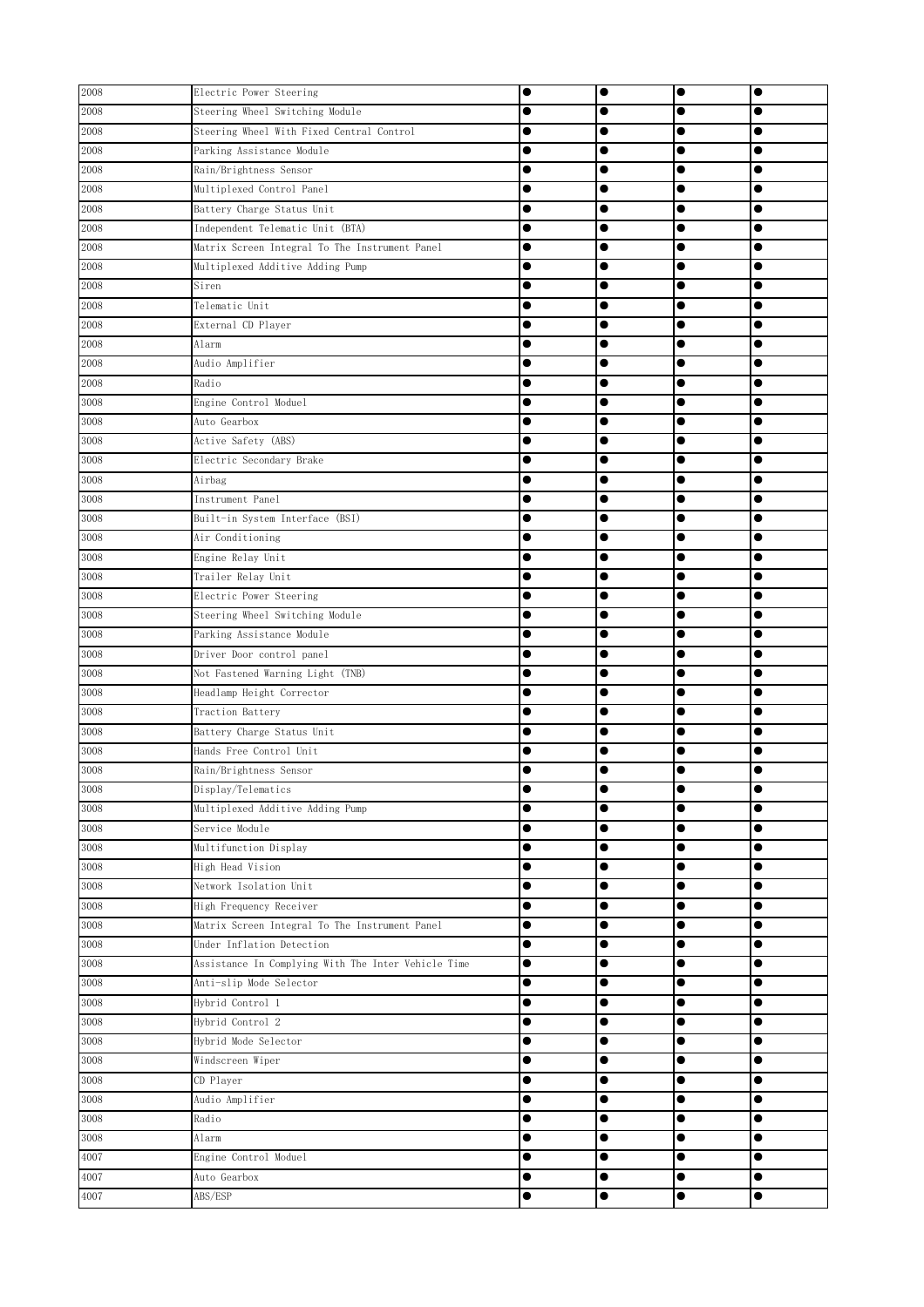| | | | | | |
|---|---|---|---|---|---|
| 2008 | Electric Power Steering | ● | ● | ● | ● |
| 2008 | Steering Wheel Switching Module | ● | ● | ● | ● |
| 2008 | Steering Wheel With Fixed Central Control | ● | ● | ● | ● |
| 2008 | Parking Assistance Module | ● | ● | ● | ● |
| 2008 | Rain/Brightness Sensor | ● | ● | ● | ● |
| 2008 | Multiplexed Control Panel | ● | ● | ● | ● |
| 2008 | Battery Charge Status Unit | ● | ● | ● | ● |
| 2008 | Independent Telematic Unit (BTA) | ● | ● | ● | ● |
| 2008 | Matrix Screen Integral To The Instrument Panel | ● | ● | ● | ● |
| 2008 | Multiplexed Additive Adding Pump | ● | ● | ● | ● |
| 2008 | Siren | ● | ● | ● | ● |
| 2008 | Telematic Unit | ● | ● | ● | ● |
| 2008 | External CD Player | ● | ● | ● | ● |
| 2008 | Alarm | ● | ● | ● | ● |
| 2008 | Audio Amplifier | ● | ● | ● | ● |
| 2008 | Radio | ● | ● | ● | ● |
| 3008 | Engine Control Moduel | ● | ● | ● | ● |
| 3008 | Auto Gearbox | ● | ● | ● | ● |
| 3008 | Active Safety (ABS) | ● | ● | ● | ● |
| 3008 | Electric Secondary Brake | ● | ● | ● | ● |
| 3008 | Airbag | ● | ● | ● | ● |
| 3008 | Instrument Panel | ● | ● | ● | ● |
| 3008 | Built-in System Interface (BSI) | ● | ● | ● | ● |
| 3008 | Air Conditioning | ● | ● | ● | ● |
| 3008 | Engine Relay Unit | ● | ● | ● | ● |
| 3008 | Trailer Relay Unit | ● | ● | ● | ● |
| 3008 | Electric Power Steering | ● | ● | ● | ● |
| 3008 | Steering Wheel Switching Module | ● | ● | ● | ● |
| 3008 | Parking Assistance Module | ● | ● | ● | ● |
| 3008 | Driver Door control panel | ● | ● | ● | ● |
| 3008 | Not Fastened Warning Light (TNB) | ● | ● | ● | ● |
| 3008 | Headlamp Height Corrector | ● | ● | ● | ● |
| 3008 | Traction Battery | ● | ● | ● | ● |
| 3008 | Battery Charge Status Unit | ● | ● | ● | ● |
| 3008 | Hands Free Control Unit | ● | ● | ● | ● |
| 3008 | Rain/Brightness Sensor | ● | ● | ● | ● |
| 3008 | Display/Telematics | ● | ● | ● | ● |
| 3008 | Multiplexed Additive Adding Pump | ● | ● | ● | ● |
| 3008 | Service Module | ● | ● | ● | ● |
| 3008 | Multifunction Display | ● | ● | ● | ● |
| 3008 | High Head Vision | ● | ● | ● | ● |
| 3008 | Network Isolation Unit | ● | ● | ● | ● |
| 3008 | High Frequency Receiver | ● | ● | ● | ● |
| 3008 | Matrix Screen Integral To The Instrument Panel | ● | ● | ● | ● |
| 3008 | Under Inflation Detection | ● | ● | ● | ● |
| 3008 | Assistance In Complying With The Inter Vehicle Time | ● | ● | ● | ● |
| 3008 | Anti-slip Mode Selector | ● | ● | ● | ● |
| 3008 | Hybrid Control 1 | ● | ● | ● | ● |
| 3008 | Hybrid Control 2 | ● | ● | ● | ● |
| 3008 | Hybrid Mode Selector | ● | ● | ● | ● |
| 3008 | Windscreen Wiper | ● | ● | ● | ● |
| 3008 | CD Player | ● | ● | ● | ● |
| 3008 | Audio Amplifier | ● | ● | ● | ● |
| 3008 | Radio | ● | ● | ● | ● |
| 3008 | Alarm | ● | ● | ● | ● |
| 4007 | Engine Control Moduel | ● | ● | ● | ● |
| 4007 | Auto Gearbox | ● | ● | ● | ● |
| 4007 | ABS/ESP | ● | ● | ● | ● |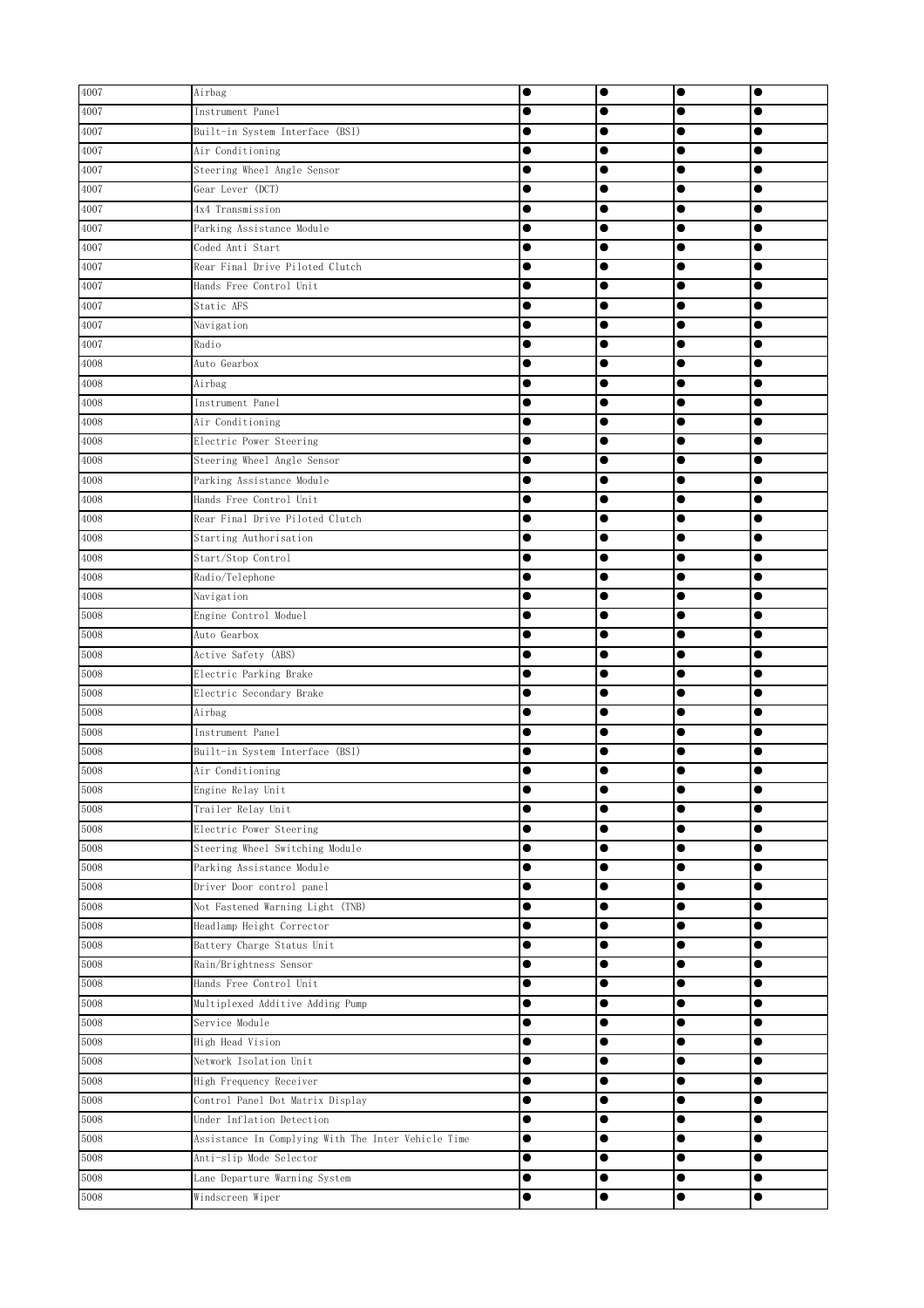| 4007 | Airbag | ● | ● | ● | ● |
|---|---|---|---|---|---|
| 4007 | Instrument Panel | ● | ● | ● | ● |
| 4007 | Built-in System Interface (BSI) | ● | ● | ● | ● |
| 4007 | Air Conditioning | ● | ● | ● | ● |
| 4007 | Steering Wheel Angle Sensor | ● | ● | ● | ● |
| 4007 | Gear Lever (DCT) | ● | ● | ● | ● |
| 4007 | 4x4 Transmission | ● | ● | ● | ● |
| 4007 | Parking Assistance Module | ● | ● | ● | ● |
| 4007 | Coded Anti Start | ● | ● | ● | ● |
| 4007 | Rear Final Drive Piloted Clutch | ● | ● | ● | ● |
| 4007 | Hands Free Control Unit | ● | ● | ● | ● |
| 4007 | Static AFS | ● | ● | ● | ● |
| 4007 | Navigation | ● | ● | ● | ● |
| 4007 | Radio | ● | ● | ● | ● |
| 4008 | Auto Gearbox | ● | ● | ● | ● |
| 4008 | Airbag | ● | ● | ● | ● |
| 4008 | Instrument Panel | ● | ● | ● | ● |
| 4008 | Air Conditioning | ● | ● | ● | ● |
| 4008 | Electric Power Steering | ● | ● | ● | ● |
| 4008 | Steering Wheel Angle Sensor | ● | ● | ● | ● |
| 4008 | Parking Assistance Module | ● | ● | ● | ● |
| 4008 | Hands Free Control Unit | ● | ● | ● | ● |
| 4008 | Rear Final Drive Piloted Clutch | ● | ● | ● | ● |
| 4008 | Starting Authorisation | ● | ● | ● | ● |
| 4008 | Start/Stop Control | ● | ● | ● | ● |
| 4008 | Radio/Telephone | ● | ● | ● | ● |
| 4008 | Navigation | ● | ● | ● | ● |
| 5008 | Engine Control Moduel | ● | ● | ● | ● |
| 5008 | Auto Gearbox | ● | ● | ● | ● |
| 5008 | Active Safety (ABS) | ● | ● | ● | ● |
| 5008 | Electric Parking Brake | ● | ● | ● | ● |
| 5008 | Electric Secondary Brake | ● | ● | ● | ● |
| 5008 | Airbag | ● | ● | ● | ● |
| 5008 | Instrument Panel | ● | ● | ● | ● |
| 5008 | Built-in System Interface (BSI) | ● | ● | ● | ● |
| 5008 | Air Conditioning | ● | ● | ● | ● |
| 5008 | Engine Relay Unit | ● | ● | ● | ● |
| 5008 | Trailer Relay Unit | ● | ● | ● | ● |
| 5008 | Electric Power Steering | ● | ● | ● | ● |
| 5008 | Steering Wheel Switching Module | ● | ● | ● | ● |
| 5008 | Parking Assistance Module | ● | ● | ● | ● |
| 5008 | Driver Door control panel | ● | ● | ● | ● |
| 5008 | Not Fastened Warning Light (TNB) | ● | ● | ● | ● |
| 5008 | Headlamp Height Corrector | ● | ● | ● | ● |
| 5008 | Battery Charge Status Unit | ● | ● | ● | ● |
| 5008 | Rain/Brightness Sensor | ● | ● | ● | ● |
| 5008 | Hands Free Control Unit | ● | ● | ● | ● |
| 5008 | Multiplexed Additive Adding Pump | ● | ● | ● | ● |
| 5008 | Service Module | ● | ● | ● | ● |
| 5008 | High Head Vision | ● | ● | ● | ● |
| 5008 | Network Isolation Unit | ● | ● | ● | ● |
| 5008 | High Frequency Receiver | ● | ● | ● | ● |
| 5008 | Control Panel Dot Matrix Display | ● | ● | ● | ● |
| 5008 | Under Inflation Detection | ● | ● | ● | ● |
| 5008 | Assistance In Complying With The Inter Vehicle Time | ● | ● | ● | ● |
| 5008 | Anti-slip Mode Selector | ● | ● | ● | ● |
| 5008 | Lane Departure Warning System | ● | ● | ● | ● |
| 5008 | Windscreen Wiper | ● | ● | ● | ● |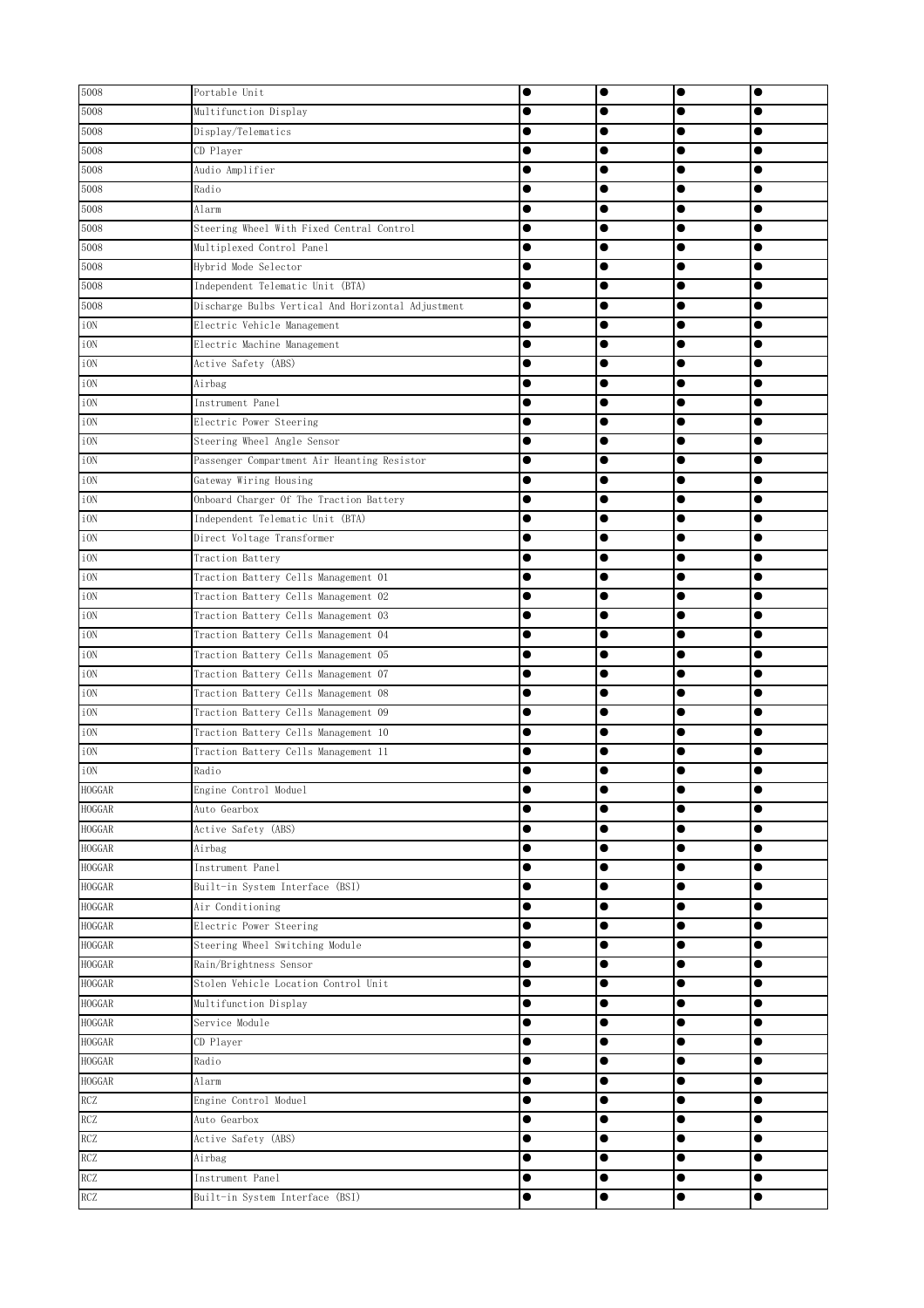| | | | | | |
|---|---|---|---|---|---|
| 5008 | Portable Unit | ● | ● | ● | ● |
| 5008 | Multifunction Display | ● | ● | ● | ● |
| 5008 | Display/Telematics | ● | ● | ● | ● |
| 5008 | CD Player | ● | ● | ● | ● |
| 5008 | Audio Amplifier | ● | ● | ● | ● |
| 5008 | Radio | ● | ● | ● | ● |
| 5008 | Alarm | ● | ● | ● | ● |
| 5008 | Steering Wheel With Fixed Central Control | ● | ● | ● | ● |
| 5008 | Multiplexed Control Panel | ● | ● | ● | ● |
| 5008 | Hybrid Mode Selector | ● | ● | ● | ● |
| 5008 | Independent Telematic Unit (BTA) | ● | ● | ● | ● |
| 5008 | Discharge Bulbs Vertical And Horizontal Adjustment | ● | ● | ● | ● |
| iON | Electric Vehicle Management | ● | ● | ● | ● |
| iON | Electric Machine Management | ● | ● | ● | ● |
| iON | Active Safety (ABS) | ● | ● | ● | ● |
| iON | Airbag | ● | ● | ● | ● |
| iON | Instrument Panel | ● | ● | ● | ● |
| iON | Electric Power Steering | ● | ● | ● | ● |
| iON | Steering Wheel Angle Sensor | ● | ● | ● | ● |
| iON | Passenger Compartment Air Heanting Resistor | ● | ● | ● | ● |
| iON | Gateway Wiring Housing | ● | ● | ● | ● |
| iON | Onboard Charger Of The Traction Battery | ● | ● | ● | ● |
| iON | Independent Telematic Unit (BTA) | ● | ● | ● | ● |
| iON | Direct Voltage Transformer | ● | ● | ● | ● |
| iON | Traction Battery | ● | ● | ● | ● |
| iON | Traction Battery Cells Management 01 | ● | ● | ● | ● |
| iON | Traction Battery Cells Management 02 | ● | ● | ● | ● |
| iON | Traction Battery Cells Management 03 | ● | ● | ● | ● |
| iON | Traction Battery Cells Management 04 | ● | ● | ● | ● |
| iON | Traction Battery Cells Management 05 | ● | ● | ● | ● |
| iON | Traction Battery Cells Management 07 | ● | ● | ● | ● |
| iON | Traction Battery Cells Management 08 | ● | ● | ● | ● |
| iON | Traction Battery Cells Management 09 | ● | ● | ● | ● |
| iON | Traction Battery Cells Management 10 | ● | ● | ● | ● |
| iON | Traction Battery Cells Management 11 | ● | ● | ● | ● |
| iON | Radio | ● | ● | ● | ● |
| HOGGAR | Engine Control Moduel | ● | ● | ● | ● |
| HOGGAR | Auto Gearbox | ● | ● | ● | ● |
| HOGGAR | Active Safety (ABS) | ● | ● | ● | ● |
| HOGGAR | Airbag | ● | ● | ● | ● |
| HOGGAR | Instrument Panel | ● | ● | ● | ● |
| HOGGAR | Built-in System Interface (BSI) | ● | ● | ● | ● |
| HOGGAR | Air Conditioning | ● | ● | ● | ● |
| HOGGAR | Electric Power Steering | ● | ● | ● | ● |
| HOGGAR | Steering Wheel Switching Module | ● | ● | ● | ● |
| HOGGAR | Rain/Brightness Sensor | ● | ● | ● | ● |
| HOGGAR | Stolen Vehicle Location Control Unit | ● | ● | ● | ● |
| HOGGAR | Multifunction Display | ● | ● | ● | ● |
| HOGGAR | Service Module | ● | ● | ● | ● |
| HOGGAR | CD Player | ● | ● | ● | ● |
| HOGGAR | Radio | ● | ● | ● | ● |
| HOGGAR | Alarm | ● | ● | ● | ● |
| RCZ | Engine Control Moduel | ● | ● | ● | ● |
| RCZ | Auto Gearbox | ● | ● | ● | ● |
| RCZ | Active Safety (ABS) | ● | ● | ● | ● |
| RCZ | Airbag | ● | ● | ● | ● |
| RCZ | Instrument Panel | ● | ● | ● | ● |
| RCZ | Built-in System Interface (BSI) | ● | ● | ● | ● |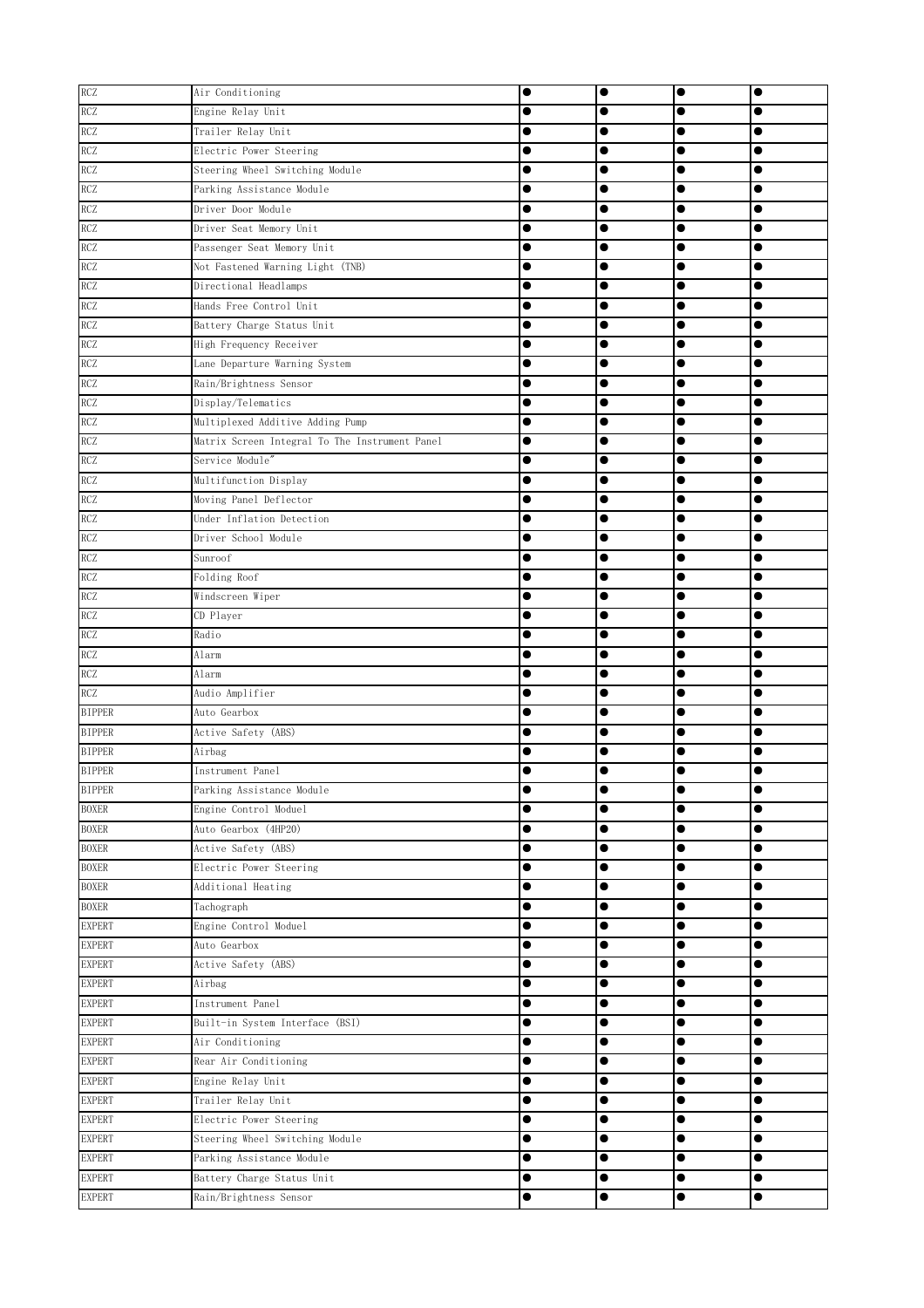| RCZ | Air Conditioning | ● | ● | ● | ● |
|---|---|---|---|---|---|
| RCZ | Engine Relay Unit | ● | ● | ● | ● |
| RCZ | Trailer Relay Unit | ● | ● | ● | ● |
| RCZ | Electric Power Steering | ● | ● | ● | ● |
| RCZ | Steering Wheel Switching Module | ● | ● | ● | ● |
| RCZ | Parking Assistance Module | ● | ● | ● | ● |
| RCZ | Driver Door Module | ● | ● | ● | ● |
| RCZ | Driver Seat Memory Unit | ● | ● | ● | ● |
| RCZ | Passenger Seat Memory Unit | ● | ● | ● | ● |
| RCZ | Not Fastened Warning Light (TNB) | ● | ● | ● | ● |
| RCZ | Directional Headlamps | ● | ● | ● | ● |
| RCZ | Hands Free Control Unit | ● | ● | ● | ● |
| RCZ | Battery Charge Status Unit | ● | ● | ● | ● |
| RCZ | High Frequency Receiver | ● | ● | ● | ● |
| RCZ | Lane Departure Warning System | ● | ● | ● | ● |
| RCZ | Rain/Brightness Sensor | ● | ● | ● | ● |
| RCZ | Display/Telematics | ● | ● | ● | ● |
| RCZ | Multiplexed Additive Adding Pump | ● | ● | ● | ● |
| RCZ | Matrix Screen Integral To The Instrument Panel | ● | ● | ● | ● |
| RCZ | Service Module" | ● | ● | ● | ● |
| RCZ | Multifunction Display | ● | ● | ● | ● |
| RCZ | Moving Panel Deflector | ● | ● | ● | ● |
| RCZ | Under Inflation Detection | ● | ● | ● | ● |
| RCZ | Driver School Module | ● | ● | ● | ● |
| RCZ | Sunroof | ● | ● | ● | ● |
| RCZ | Folding Roof | ● | ● | ● | ● |
| RCZ | Windscreen Wiper | ● | ● | ● | ● |
| RCZ | CD Player | ● | ● | ● | ● |
| RCZ | Radio | ● | ● | ● | ● |
| RCZ | Alarm | ● | ● | ● | ● |
| RCZ | Alarm | ● | ● | ● | ● |
| RCZ | Audio Amplifier | ● | ● | ● | ● |
| BIPPER | Auto Gearbox | ● | ● | ● | ● |
| BIPPER | Active Safety (ABS) | ● | ● | ● | ● |
| BIPPER | Airbag | ● | ● | ● | ● |
| BIPPER | Instrument Panel | ● | ● | ● | ● |
| BIPPER | Parking Assistance Module | ● | ● | ● | ● |
| BOXER | Engine Control Moduel | ● | ● | ● | ● |
| BOXER | Auto Gearbox (4HP20) | ● | ● | ● | ● |
| BOXER | Active Safety (ABS) | ● | ● | ● | ● |
| BOXER | Electric Power Steering | ● | ● | ● | ● |
| BOXER | Additional Heating | ● | ● | ● | ● |
| BOXER | Tachograph | ● | ● | ● | ● |
| EXPERT | Engine Control Moduel | ● | ● | ● | ● |
| EXPERT | Auto Gearbox | ● | ● | ● | ● |
| EXPERT | Active Safety (ABS) | ● | ● | ● | ● |
| EXPERT | Airbag | ● | ● | ● | ● |
| EXPERT | Instrument Panel | ● | ● | ● | ● |
| EXPERT | Built-in System Interface (BSI) | ● | ● | ● | ● |
| EXPERT | Air Conditioning | ● | ● | ● | ● |
| EXPERT | Rear Air Conditioning | ● | ● | ● | ● |
| EXPERT | Engine Relay Unit | ● | ● | ● | ● |
| EXPERT | Trailer Relay Unit | ● | ● | ● | ● |
| EXPERT | Electric Power Steering | ● | ● | ● | ● |
| EXPERT | Steering Wheel Switching Module | ● | ● | ● | ● |
| EXPERT | Parking Assistance Module | ● | ● | ● | ● |
| EXPERT | Battery Charge Status Unit | ● | ● | ● | ● |
| EXPERT | Rain/Brightness Sensor | ● | ● | ● | ● |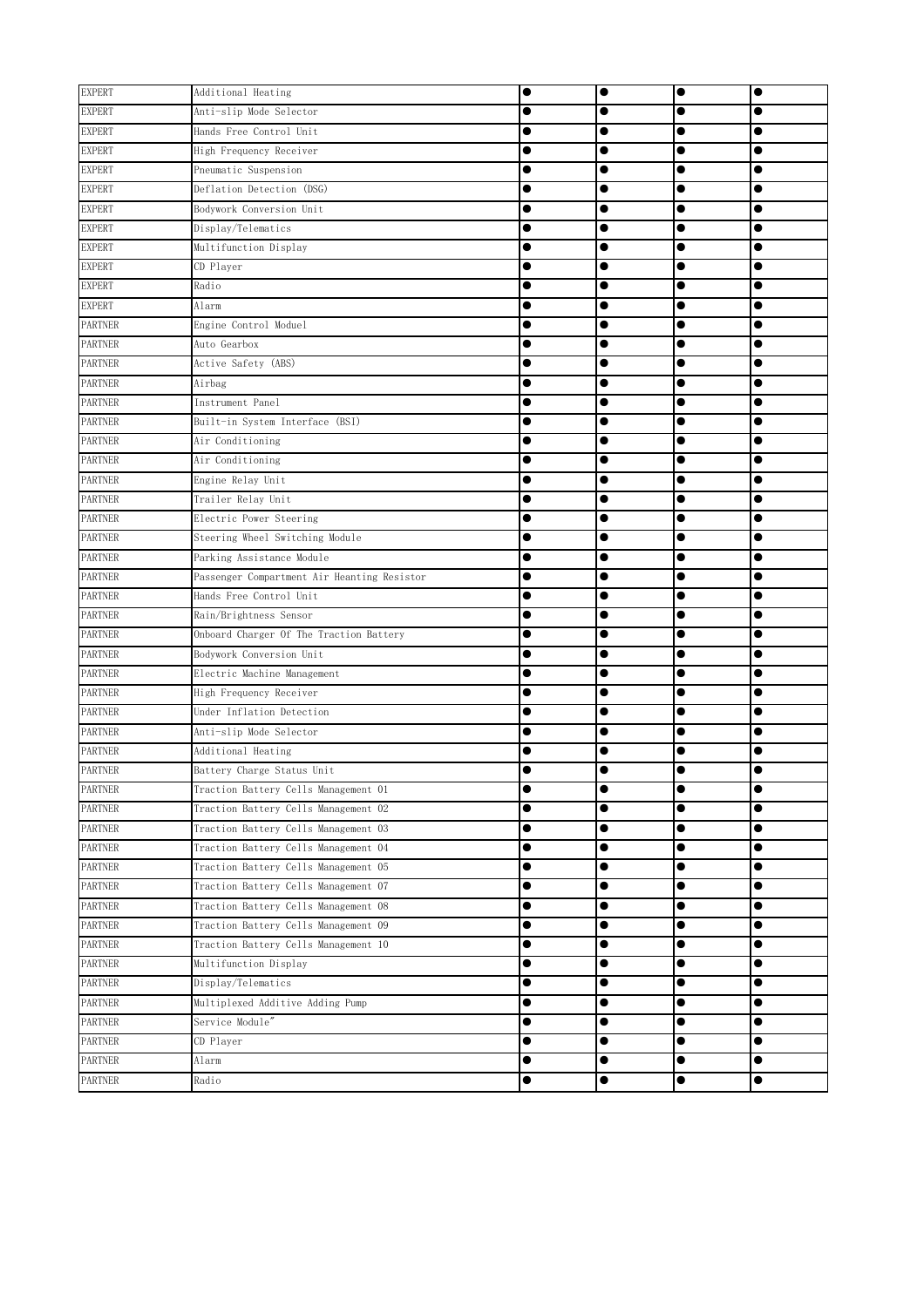| | | | | | |
|---|---|---|---|---|---|
| EXPERT | Additional Heating | ● | ● | ● | ● |
| EXPERT | Anti-slip Mode Selector | ● | ● | ● | ● |
| EXPERT | Hands Free Control Unit | ● | ● | ● | ● |
| EXPERT | High Frequency Receiver | ● | ● | ● | ● |
| EXPERT | Pneumatic Suspension | ● | ● | ● | ● |
| EXPERT | Deflation Detection (DSG) | ● | ● | ● | ● |
| EXPERT | Bodywork Conversion Unit | ● | ● | ● | ● |
| EXPERT | Display/Telematics | ● | ● | ● | ● |
| EXPERT | Multifunction Display | ● | ● | ● | ● |
| EXPERT | CD Player | ● | ● | ● | ● |
| EXPERT | Radio | ● | ● | ● | ● |
| EXPERT | Alarm | ● | ● | ● | ● |
| PARTNER | Engine Control Moduel | ● | ● | ● | ● |
| PARTNER | Auto Gearbox | ● | ● | ● | ● |
| PARTNER | Active Safety (ABS) | ● | ● | ● | ● |
| PARTNER | Airbag | ● | ● | ● | ● |
| PARTNER | Instrument Panel | ● | ● | ● | ● |
| PARTNER | Built-in System Interface (BSI) | ● | ● | ● | ● |
| PARTNER | Air Conditioning | ● | ● | ● | ● |
| PARTNER | Air Conditioning | ● | ● | ● | ● |
| PARTNER | Engine Relay Unit | ● | ● | ● | ● |
| PARTNER | Trailer Relay Unit | ● | ● | ● | ● |
| PARTNER | Electric Power Steering | ● | ● | ● | ● |
| PARTNER | Steering Wheel Switching Module | ● | ● | ● | ● |
| PARTNER | Parking Assistance Module | ● | ● | ● | ● |
| PARTNER | Passenger Compartment Air Heanting Resistor | ● | ● | ● | ● |
| PARTNER | Hands Free Control Unit | ● | ● | ● | ● |
| PARTNER | Rain/Brightness Sensor | ● | ● | ● | ● |
| PARTNER | Onboard Charger Of The Traction Battery | ● | ● | ● | ● |
| PARTNER | Bodywork Conversion Unit | ● | ● | ● | ● |
| PARTNER | Electric Machine Management | ● | ● | ● | ● |
| PARTNER | High Frequency Receiver | ● | ● | ● | ● |
| PARTNER | Under Inflation Detection | ● | ● | ● | ● |
| PARTNER | Anti-slip Mode Selector | ● | ● | ● | ● |
| PARTNER | Additional Heating | ● | ● | ● | ● |
| PARTNER | Battery Charge Status Unit | ● | ● | ● | ● |
| PARTNER | Traction Battery Cells Management 01 | ● | ● | ● | ● |
| PARTNER | Traction Battery Cells Management 02 | ● | ● | ● | ● |
| PARTNER | Traction Battery Cells Management 03 | ● | ● | ● | ● |
| PARTNER | Traction Battery Cells Management 04 | ● | ● | ● | ● |
| PARTNER | Traction Battery Cells Management 05 | ● | ● | ● | ● |
| PARTNER | Traction Battery Cells Management 07 | ● | ● | ● | ● |
| PARTNER | Traction Battery Cells Management 08 | ● | ● | ● | ● |
| PARTNER | Traction Battery Cells Management 09 | ● | ● | ● | ● |
| PARTNER | Traction Battery Cells Management 10 | ● | ● | ● | ● |
| PARTNER | Multifunction Display | ● | ● | ● | ● |
| PARTNER | Display/Telematics | ● | ● | ● | ● |
| PARTNER | Multiplexed Additive Adding Pump | ● | ● | ● | ● |
| PARTNER | Service Module" | ● | ● | ● | ● |
| PARTNER | CD Player | ● | ● | ● | ● |
| PARTNER | Alarm | ● | ● | ● | ● |
| PARTNER | Radio | ● | ● | ● | ● |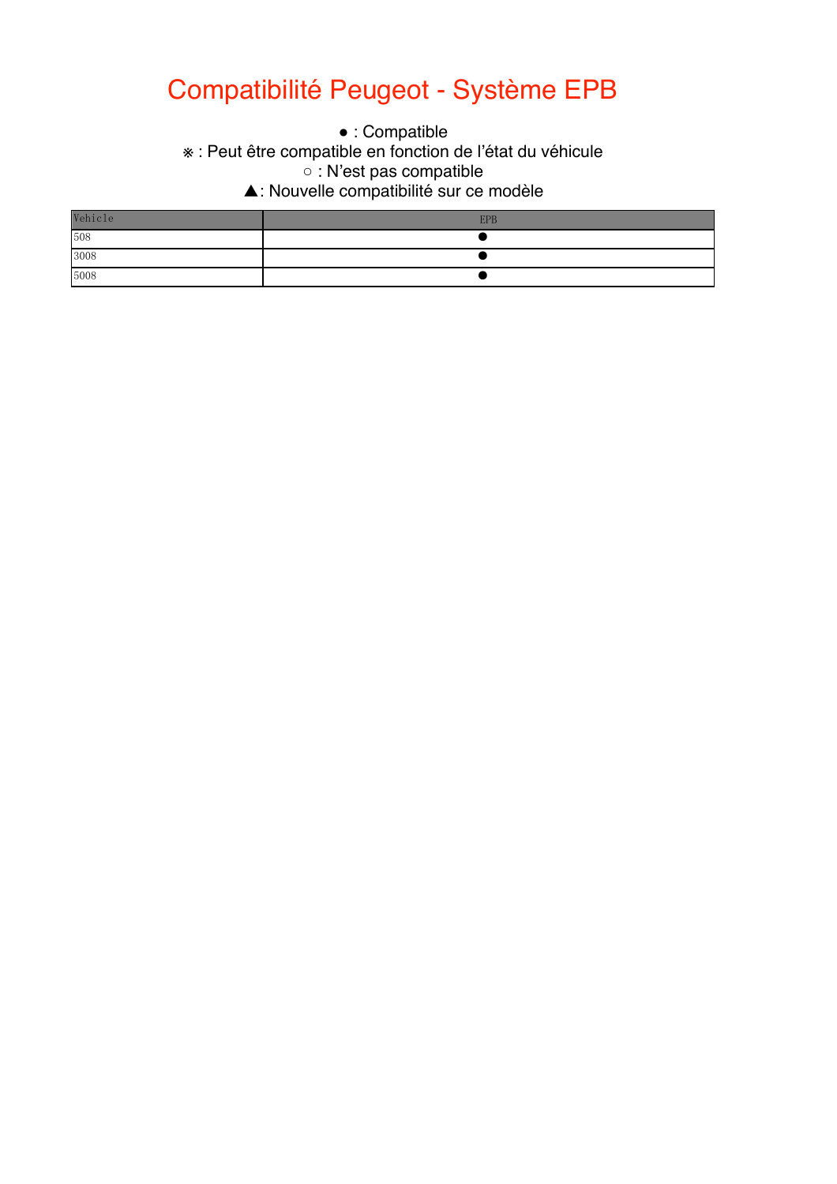# Compatibilité Peugeot - Système EPB

● : Compatible
※ : Peut être compatible en fonction de l'état du véhicule
○ : N'est pas compatible
▲: Nouvelle compatibilité sur ce modèle

| Vehicle | EPB |
| --- | --- |
| 508 | ● |
| 3008 | ● |
| 5008 | ● |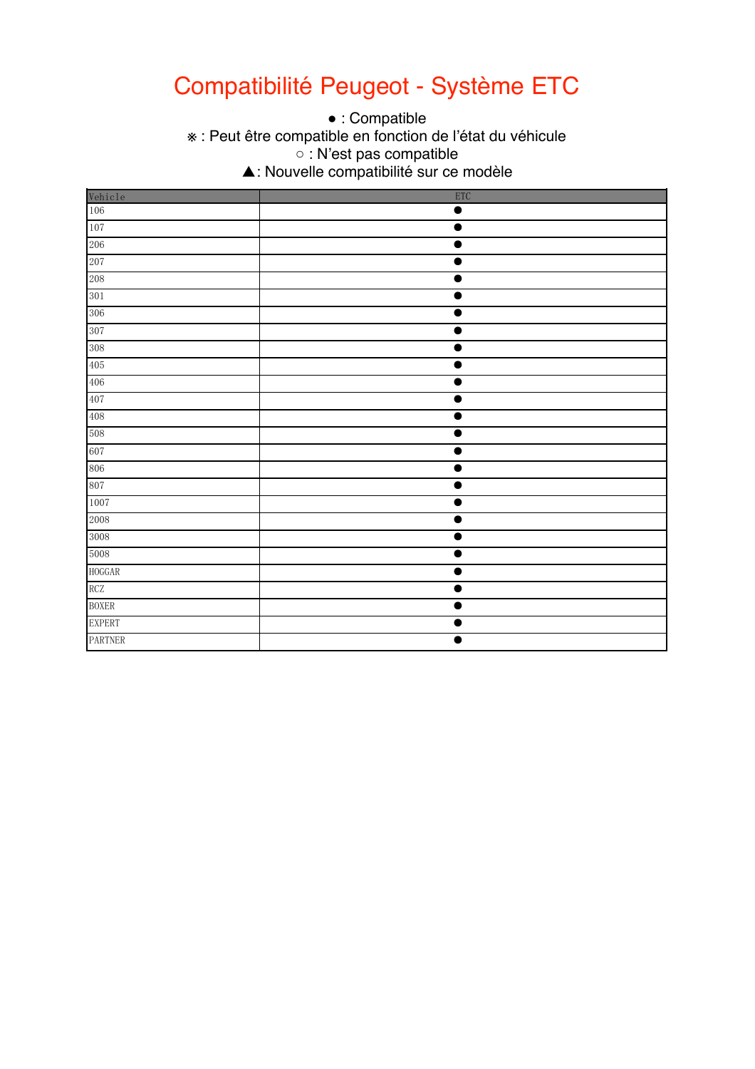# Compatibilité Peugeot - Système ETC

● : Compatible
※ : Peut être compatible en fonction de l'état du véhicule
○ : N'est pas compatible
▲: Nouvelle compatibilité sur ce modèle

| Vehicle | ETC |
|---|---|
| 106 | ● |
| 107 | ● |
| 206 | ● |
| 207 | ● |
| 208 | ● |
| 301 | ● |
| 306 | ● |
| 307 | ● |
| 308 | ● |
| 405 | ● |
| 406 | ● |
| 407 | ● |
| 408 | ● |
| 508 | ● |
| 607 | ● |
| 806 | ● |
| 807 | ● |
| 1007 | ● |
| 2008 | ● |
| 3008 | ● |
| 5008 | ● |
| HOGGAR | ● |
| RCZ | ● |
| BOXER | ● |
| EXPERT | ● |
| PARTNER | ● |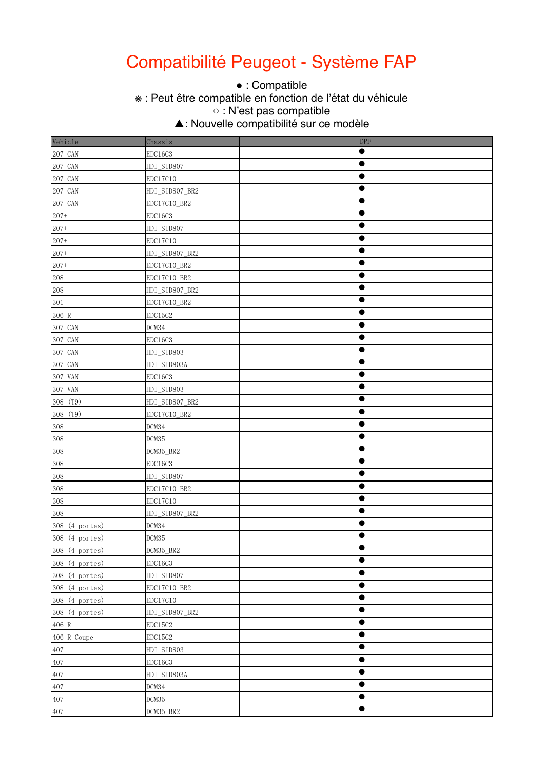# Compatibilité Peugeot - Système FAP

● : Compatible
※ : Peut être compatible en fonction de l'état du véhicule
○ : N'est pas compatible
▲: Nouvelle compatibilité sur ce modèle

| Vehicle | Chassis | DPF |
|---|---|---|
| 207 CAN | EDC16C3 | ● |
| 207 CAN | HDI_SID807 | ● |
| 207 CAN | EDC17C10 | ● |
| 207 CAN | HDI_SID807_BR2 | ● |
| 207 CAN | EDC17C10_BR2 | ● |
| 207+ | EDC16C3 | ● |
| 207+ | HDI_SID807 | ● |
| 207+ | EDC17C10 | ● |
| 207+ | HDI_SID807_BR2 | ● |
| 207+ | EDC17C10_BR2 | ● |
| 208 | EDC17C10_BR2 | ● |
| 208 | HDI_SID807_BR2 | ● |
| 301 | EDC17C10_BR2 | ● |
| 306 R | EDC15C2 | ● |
| 307 CAN | DCM34 | ● |
| 307 CAN | EDC16C3 | ● |
| 307 CAN | HDI_SID803 | ● |
| 307 CAN | HDI_SID803A | ● |
| 307 VAN | EDC16C3 | ● |
| 307 VAN | HDI_SID803 | ● |
| 308 (T9) | HDI_SID807_BR2 | ● |
| 308 (T9) | EDC17C10_BR2 | ● |
| 308 | DCM34 | ● |
| 308 | DCM35 | ● |
| 308 | DCM35_BR2 | ● |
| 308 | EDC16C3 | ● |
| 308 | HDI_SID807 | ● |
| 308 | EDC17C10_BR2 | ● |
| 308 | EDC17C10 | ● |
| 308 | HDI_SID807_BR2 | ● |
| 308 (4 portes) | DCM34 | ● |
| 308 (4 portes) | DCM35 | ● |
| 308 (4 portes) | DCM35_BR2 | ● |
| 308 (4 portes) | EDC16C3 | ● |
| 308 (4 portes) | HDI_SID807 | ● |
| 308 (4 portes) | EDC17C10_BR2 | ● |
| 308 (4 portes) | EDC17C10 | ● |
| 308 (4 portes) | HDI_SID807_BR2 | ● |
| 406 R | EDC15C2 | ● |
| 406 R Coupe | EDC15C2 | ● |
| 407 | HDI_SID803 | ● |
| 407 | EDC16C3 | ● |
| 407 | HDI_SID803A | ● |
| 407 | DCM34 | ● |
| 407 | DCM35 | ● |
| 407 | DCM35_BR2 | ● |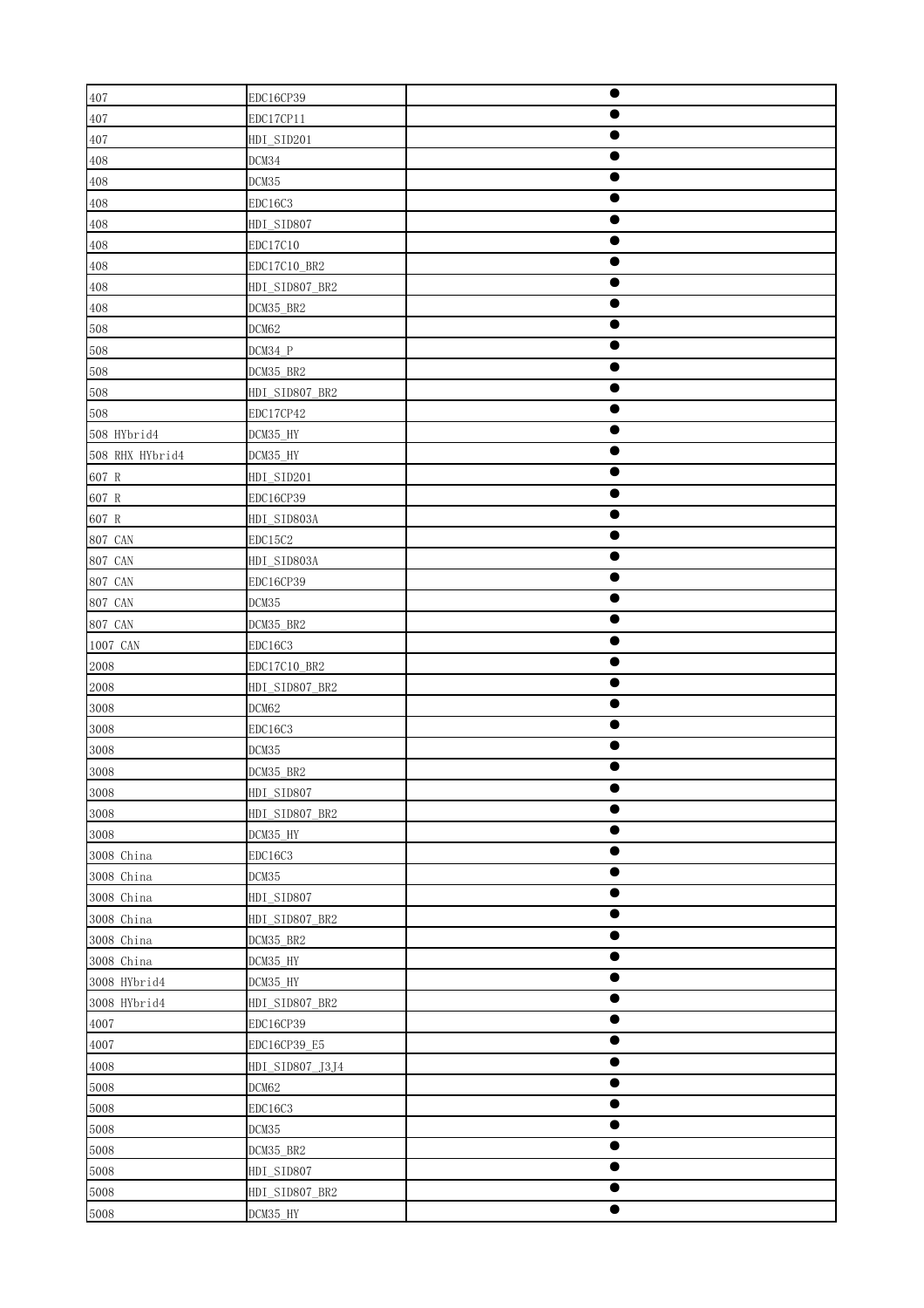| 407 | EDC16CP39 | ● |
|---|---|---|
| 407 | EDC17CP11 | ● |
| 407 | HDI_SID201 | ● |
| 408 | DCM34 | ● |
| 408 | DCM35 | ● |
| 408 | EDC16C3 | ● |
| 408 | HDI_SID807 | ● |
| 408 | EDC17C10 | ● |
| 408 | EDC17C10_BR2 | ● |
| 408 | HDI_SID807_BR2 | ● |
| 408 | DCM35_BR2 | ● |
| 508 | DCM62 | ● |
| 508 | DCM34_P | ● |
| 508 | DCM35_BR2 | ● |
| 508 | HDI_SID807_BR2 | ● |
| 508 | EDC17CP42 | ● |
| 508 HYbrid4 | DCM35_HY | ● |
| 508 RHX HYbrid4 | DCM35_HY | ● |
| 607 R | HDI_SID201 | ● |
| 607 R | EDC16CP39 | ● |
| 607 R | HDI_SID803A | ● |
| 807 CAN | EDC15C2 | ● |
| 807 CAN | HDI_SID803A | ● |
| 807 CAN | EDC16CP39 | ● |
| 807 CAN | DCM35 | ● |
| 807 CAN | DCM35_BR2 | ● |
| 1007 CAN | EDC16C3 | ● |
| 2008 | EDC17C10_BR2 | ● |
| 2008 | HDI_SID807_BR2 | ● |
| 3008 | DCM62 | ● |
| 3008 | EDC16C3 | ● |
| 3008 | DCM35 | ● |
| 3008 | DCM35_BR2 | ● |
| 3008 | HDI_SID807 | ● |
| 3008 | HDI_SID807_BR2 | ● |
| 3008 | DCM35_HY | ● |
| 3008 China | EDC16C3 | ● |
| 3008 China | DCM35 | ● |
| 3008 China | HDI_SID807 | ● |
| 3008 China | HDI_SID807_BR2 | ● |
| 3008 China | DCM35_BR2 | ● |
| 3008 China | DCM35_HY | ● |
| 3008 HYbrid4 | DCM35_HY | ● |
| 3008 HYbrid4 | HDI_SID807_BR2 | ● |
| 4007 | EDC16CP39 | ● |
| 4007 | EDC16CP39_E5 | ● |
| 4008 | HDI_SID807_J3J4 | ● |
| 5008 | DCM62 | ● |
| 5008 | EDC16C3 | ● |
| 5008 | DCM35 | ● |
| 5008 | DCM35_BR2 | ● |
| 5008 | HDI_SID807 | ● |
| 5008 | HDI_SID807_BR2 | ● |
| 5008 | DCM35_HY | ● |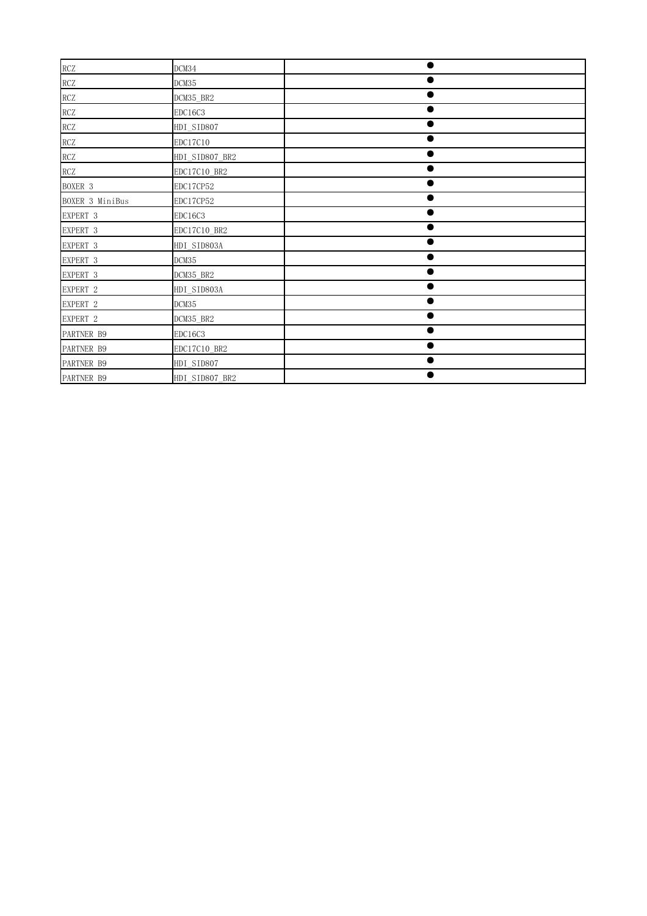| | | |
|---|---|---|
| RCZ | DCM34 | ● |
| RCZ | DCM35 | ● |
| RCZ | DCM35_BR2 | ● |
| RCZ | EDC16C3 | ● |
| RCZ | HDI_SID807 | ● |
| RCZ | EDC17C10 | ● |
| RCZ | HDI_SID807_BR2 | ● |
| RCZ | EDC17C10_BR2 | ● |
| BOXER 3 | EDC17CP52 | ● |
| BOXER 3 MiniBus | EDC17CP52 | ● |
| EXPERT 3 | EDC16C3 | ● |
| EXPERT 3 | EDC17C10_BR2 | ● |
| EXPERT 3 | HDI_SID803A | ● |
| EXPERT 3 | DCM35 | ● |
| EXPERT 3 | DCM35_BR2 | ● |
| EXPERT 2 | HDI_SID803A | ● |
| EXPERT 2 | DCM35 | ● |
| EXPERT 2 | DCM35_BR2 | ● |
| PARTNER B9 | EDC16C3 | ● |
| PARTNER B9 | EDC17C10_BR2 | ● |
| PARTNER B9 | HDI_SID807 | ● |
| PARTNER B9 | HDI_SID807_BR2 | ● |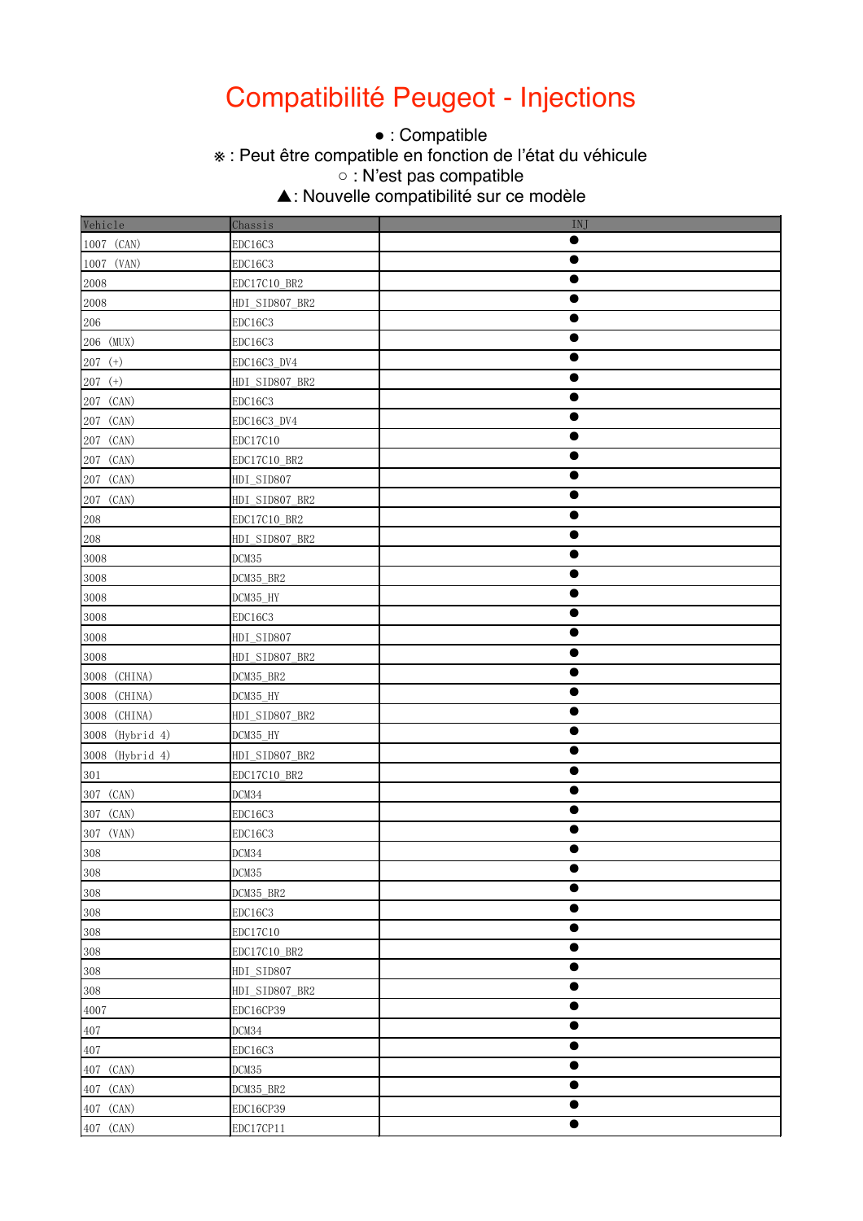# Compatibilité Peugeot - Injections

● : Compatible
※ : Peut être compatible en fonction de l'état du véhicule
○ : N'est pas compatible
▲: Nouvelle compatibilité sur ce modèle

| Vehicle | Chassis | INJ |
|---|---|---|
| 1007 (CAN) | EDC16C3 | ● |
| 1007 (VAN) | EDC16C3 | ● |
| 2008 | EDC17C10_BR2 | ● |
| 2008 | HDI_SID807_BR2 | ● |
| 206 | EDC16C3 | ● |
| 206 (MUX) | EDC16C3 | ● |
| 207 (+) | EDC16C3_DV4 | ● |
| 207 (+) | HDI_SID807_BR2 | ● |
| 207 (CAN) | EDC16C3 | ● |
| 207 (CAN) | EDC16C3_DV4 | ● |
| 207 (CAN) | EDC17C10 | ● |
| 207 (CAN) | EDC17C10_BR2 | ● |
| 207 (CAN) | HDI_SID807 | ● |
| 207 (CAN) | HDI_SID807_BR2 | ● |
| 208 | EDC17C10_BR2 | ● |
| 208 | HDI_SID807_BR2 | ● |
| 3008 | DCM35 | ● |
| 3008 | DCM35_BR2 | ● |
| 3008 | DCM35_HY | ● |
| 3008 | EDC16C3 | ● |
| 3008 | HDI_SID807 | ● |
| 3008 | HDI_SID807_BR2 | ● |
| 3008 (CHINA) | DCM35_BR2 | ● |
| 3008 (CHINA) | DCM35_HY | ● |
| 3008 (CHINA) | HDI_SID807_BR2 | ● |
| 3008 (Hybrid 4) | DCM35_HY | ● |
| 3008 (Hybrid 4) | HDI_SID807_BR2 | ● |
| 301 | EDC17C10_BR2 | ● |
| 307 (CAN) | DCM34 | ● |
| 307 (CAN) | EDC16C3 | ● |
| 307 (VAN) | EDC16C3 | ● |
| 308 | DCM34 | ● |
| 308 | DCM35 | ● |
| 308 | DCM35_BR2 | ● |
| 308 | EDC16C3 | ● |
| 308 | EDC17C10 | ● |
| 308 | EDC17C10_BR2 | ● |
| 308 | HDI_SID807 | ● |
| 308 | HDI_SID807_BR2 | ● |
| 4007 | EDC16CP39 | ● |
| 407 | DCM34 | ● |
| 407 | EDC16C3 | ● |
| 407 (CAN) | DCM35 | ● |
| 407 (CAN) | DCM35_BR2 | ● |
| 407 (CAN) | EDC16CP39 | ● |
| 407 (CAN) | EDC17CP11 | ● |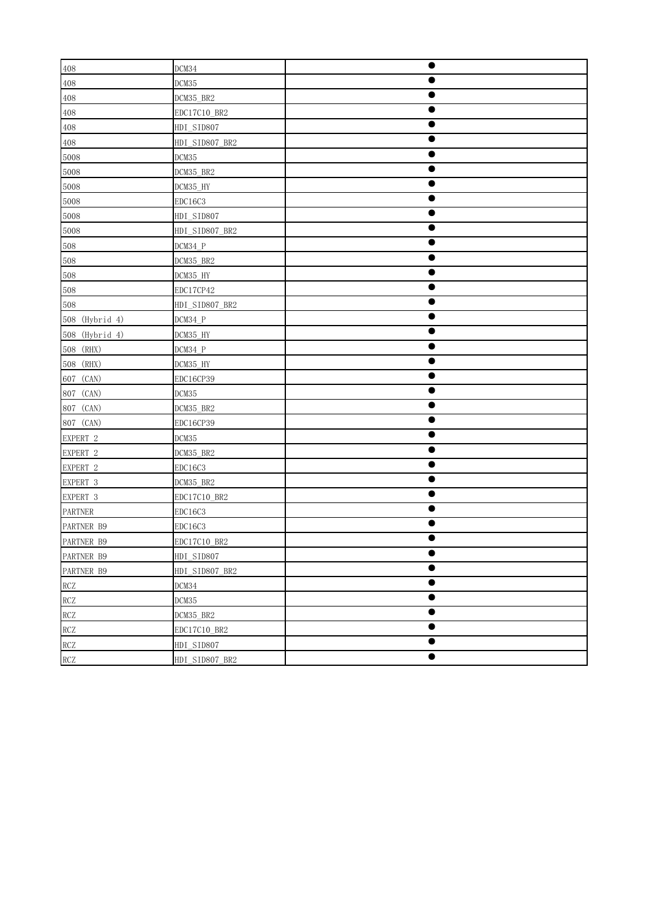| | | |
|---|---|---|
| 408 | DCM34 | ● |
| 408 | DCM35 | ● |
| 408 | DCM35_BR2 | ● |
| 408 | EDC17C10_BR2 | ● |
| 408 | HDI_SID807 | ● |
| 408 | HDI_SID807_BR2 | ● |
| 5008 | DCM35 | ● |
| 5008 | DCM35_BR2 | ● |
| 5008 | DCM35_HY | ● |
| 5008 | EDC16C3 | ● |
| 5008 | HDI_SID807 | ● |
| 5008 | HDI_SID807_BR2 | ● |
| 508 | DCM34_P | ● |
| 508 | DCM35_BR2 | ● |
| 508 | DCM35_HY | ● |
| 508 | EDC17CP42 | ● |
| 508 | HDI_SID807_BR2 | ● |
| 508 (Hybrid 4) | DCM34_P | ● |
| 508 (Hybrid 4) | DCM35_HY | ● |
| 508 (RHX) | DCM34_P | ● |
| 508 (RHX) | DCM35_HY | ● |
| 607 (CAN) | EDC16CP39 | ● |
| 807 (CAN) | DCM35 | ● |
| 807 (CAN) | DCM35_BR2 | ● |
| 807 (CAN) | EDC16CP39 | ● |
| EXPERT 2 | DCM35 | ● |
| EXPERT 2 | DCM35_BR2 | ● |
| EXPERT 2 | EDC16C3 | ● |
| EXPERT 3 | DCM35_BR2 | ● |
| EXPERT 3 | EDC17C10_BR2 | ● |
| PARTNER | EDC16C3 | ● |
| PARTNER B9 | EDC16C3 | ● |
| PARTNER B9 | EDC17C10_BR2 | ● |
| PARTNER B9 | HDI_SID807 | ● |
| PARTNER B9 | HDI_SID807_BR2 | ● |
| RCZ | DCM34 | ● |
| RCZ | DCM35 | ● |
| RCZ | DCM35_BR2 | ● |
| RCZ | EDC17C10_BR2 | ● |
| RCZ | HDI_SID807 | ● |
| RCZ | HDI_SID807_BR2 | ● |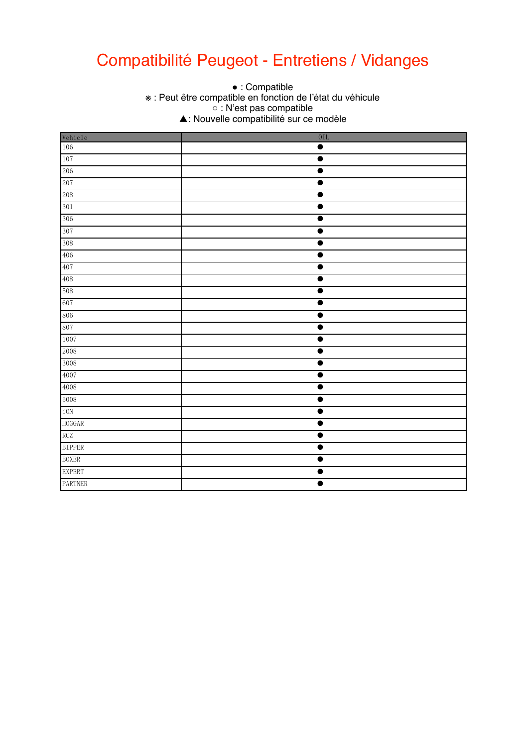# Compatibilité Peugeot - Entretiens / Vidanges

● : Compatible
※ : Peut être compatible en fonction de l'état du véhicule
○ : N'est pas compatible
▲: Nouvelle compatibilité sur ce modèle

| Vehicle | OIL |
|---|---|
| 106 | ● |
| 107 | ● |
| 206 | ● |
| 207 | ● |
| 208 | ● |
| 301 | ● |
| 306 | ● |
| 307 | ● |
| 308 | ● |
| 406 | ● |
| 407 | ● |
| 408 | ● |
| 508 | ● |
| 607 | ● |
| 806 | ● |
| 807 | ● |
| 1007 | ● |
| 2008 | ● |
| 3008 | ● |
| 4007 | ● |
| 4008 | ● |
| 5008 | ● |
| iON | ● |
| HOGGAR | ● |
| RCZ | ● |
| BIPPER | ● |
| BOXER | ● |
| EXPERT | ● |
| PARTNER | ● |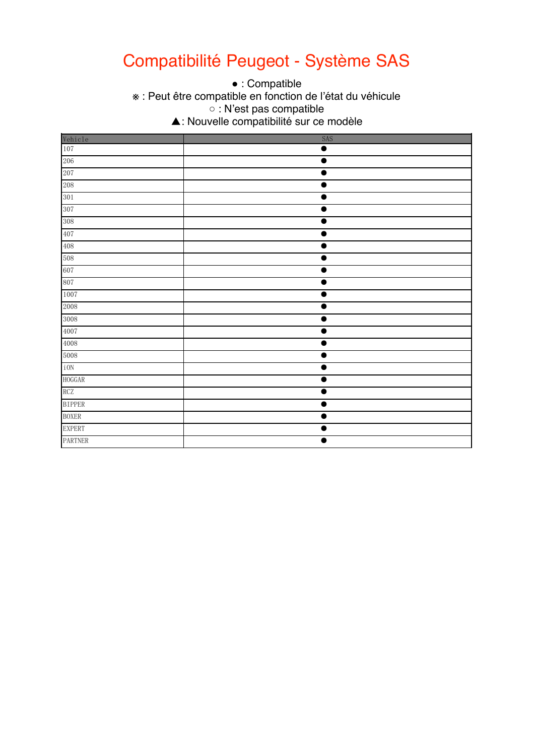# Compatibilité Peugeot - Système SAS

● : Compatible
※ : Peut être compatible en fonction de l'état du véhicule
○ : N'est pas compatible
▲: Nouvelle compatibilité sur ce modèle

| Vehicle | SAS |
|---|---|
| 107 | ● |
| 206 | ● |
| 207 | ● |
| 208 | ● |
| 301 | ● |
| 307 | ● |
| 308 | ● |
| 407 | ● |
| 408 | ● |
| 508 | ● |
| 607 | ● |
| 807 | ● |
| 1007 | ● |
| 2008 | ● |
| 3008 | ● |
| 4007 | ● |
| 4008 | ● |
| 5008 | ● |
| iON | ● |
| HOGGAR | ● |
| RCZ | ● |
| BIPPER | ● |
| BOXER | ● |
| EXPERT | ● |
| PARTNER | ● |